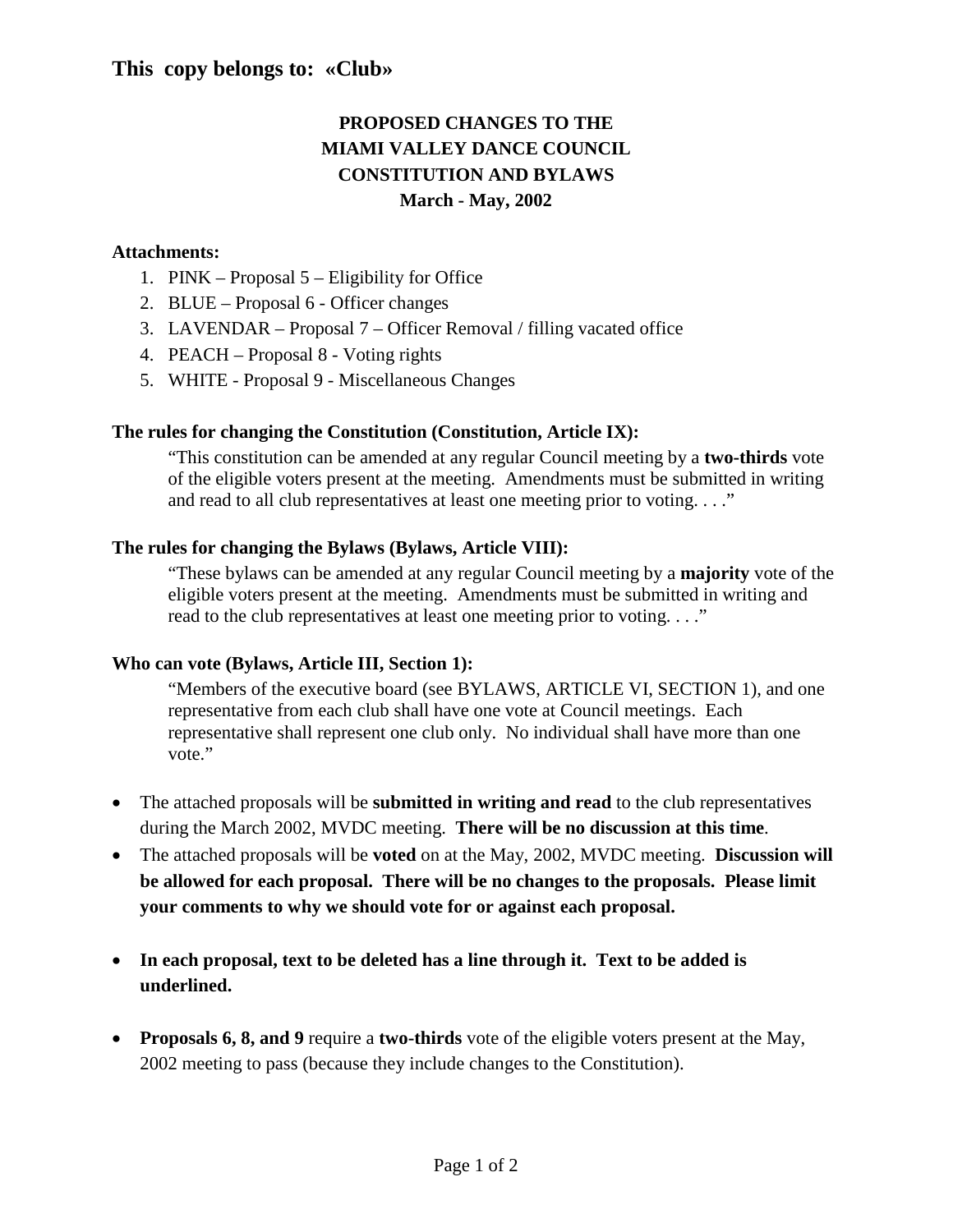**This copy belongs to: «Club»**

# PROPOSED CHANGES TO THE MIAMI VALLEY DANCE COUNCIL CONSTITUTION AND BYLAWS

## March - May, 2002

**Attachments:**

1. PINK – Proposal 5 – Eligibility for Office
2. BLUE – Proposal 6 - Officer changes
3. LAVENDAR – Proposal 7 – Officer Removal / filling vacated office
4. PEACH – Proposal 8 - Voting rights
5. WHITE - Proposal 9 - Miscellaneous Changes

**The rules for changing the Constitution (Constitution, Article IX):**

> "This constitution can be amended at any regular Council meeting by a **two-thirds** vote of the eligible voters present at the meeting. Amendments must be submitted in writing and read to all club representatives at least one meeting prior to voting. . . ."

**The rules for changing the Bylaws (Bylaws, Article VIII):**

> "These bylaws can be amended at any regular Council meeting by a **majority** vote of the eligible voters present at the meeting. Amendments must be submitted in writing and read to the club representatives at least one meeting prior to voting. . . ."

**Who can vote (Bylaws, Article III, Section 1):**

> "Members of the executive board (see BYLAWS, ARTICLE VI, SECTION 1), and one representative from each club shall have one vote at Council meetings. Each representative shall represent one club only. No individual shall have more than one vote."

- The attached proposals will be **submitted in writing and read** to the club representatives during the March 2002, MVDC meeting. **There will be no discussion at this time**.
- The attached proposals will be **voted** on at the May, 2002, MVDC meeting. **Discussion will be allowed for each proposal. There will be no changes to the proposals. Please limit your comments to why we should vote for or against each proposal.**
- **In each proposal, text to be deleted has a line through it. Text to be added is underlined.**
- **Proposals 6, 8, and 9** require a **two-thirds** vote of the eligible voters present at the May, 2002 meeting to pass (because they include changes to the Constitution).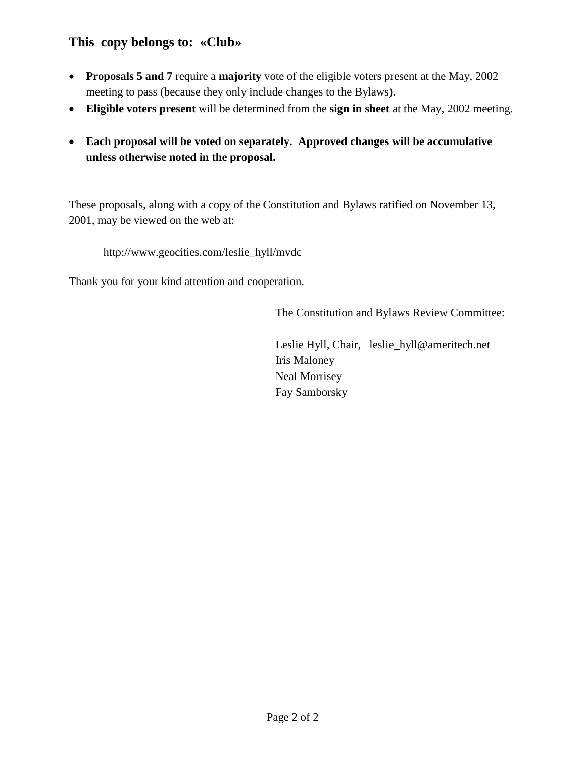### This copy belongs to: «Club»

- **Proposals 5 and 7** require a **majority** vote of the eligible voters present at the May, 2002 meeting to pass (because they only include changes to the Bylaws).
- **Eligible voters present** will be determined from the **sign in sheet** at the May, 2002 meeting.
- **Each proposal will be voted on separately. Approved changes will be accumulative unless otherwise noted in the proposal.**

These proposals, along with a copy of the Constitution and Bylaws ratified on November 13, 2001, may be viewed on the web at:

http://www.geocities.com/leslie_hyll/mvdc

Thank you for your kind attention and cooperation.

The Constitution and Bylaws Review Committee:

Leslie Hyll, Chair, leslie_hyll@ameritech.net
Iris Maloney
Neal Morrisey
Fay Samborsky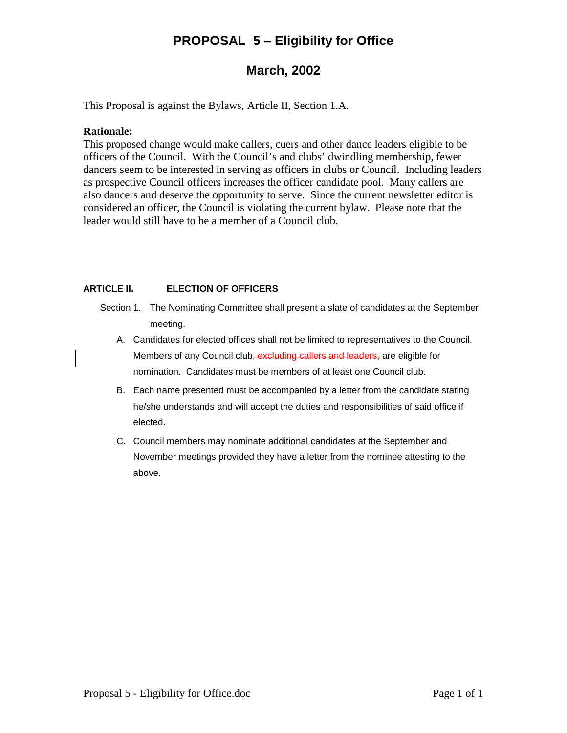# PROPOSAL 5 – Eligibility for Office

## March, 2002

This Proposal is against the Bylaws, Article II, Section 1.A.

**Rationale:**
This proposed change would make callers, cuers and other dance leaders eligible to be officers of the Council. With the Council's and clubs' dwindling membership, fewer dancers seem to be interested in serving as officers in clubs or Council. Including leaders as prospective Council officers increases the officer candidate pool. Many callers are also dancers and deserve the opportunity to serve. Since the current newsletter editor is considered an officer, the Council is violating the current bylaw. Please note that the leader would still have to be a member of a Council club.

**ARTICLE II. ELECTION OF OFFICERS**

Section 1. The Nominating Committee shall present a slate of candidates at the September meeting.

A. Candidates for elected offices shall not be limited to representatives to the Council. Members of any Council club~~, excluding callers and leaders,~~ are eligible for nomination. Candidates must be members of at least one Council club.

B. Each name presented must be accompanied by a letter from the candidate stating he/she understands and will accept the duties and responsibilities of said office if elected.

C. Council members may nominate additional candidates at the September and November meetings provided they have a letter from the nominee attesting to the above.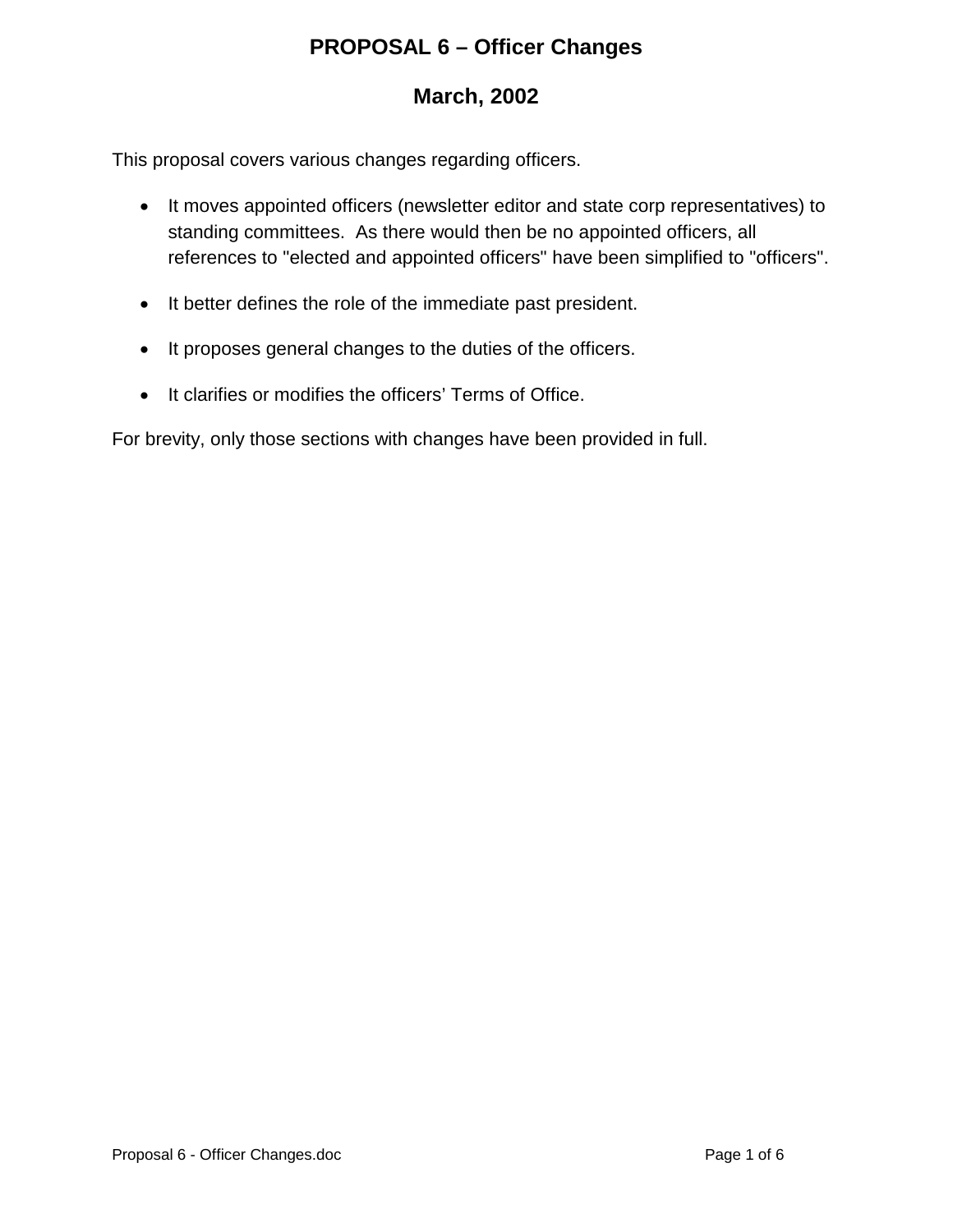# PROPOSAL 6 – Officer Changes

## March, 2002

This proposal covers various changes regarding officers.

- It moves appointed officers (newsletter editor and state corp representatives) to standing committees. As there would then be no appointed officers, all references to "elected and appointed officers" have been simplified to "officers".
- It better defines the role of the immediate past president.
- It proposes general changes to the duties of the officers.
- It clarifies or modifies the officers' Terms of Office.

For brevity, only those sections with changes have been provided in full.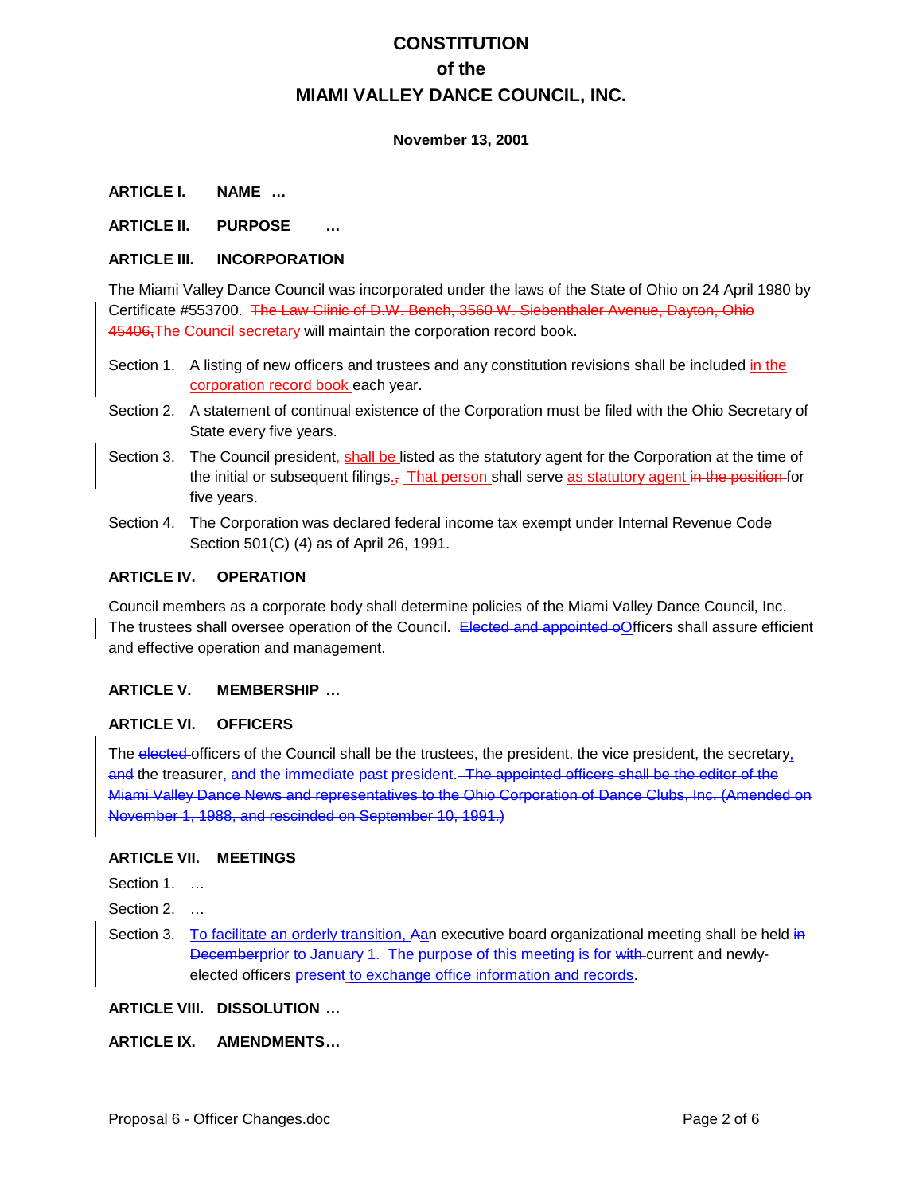# CONSTITUTION
## of the
## MIAMI VALLEY DANCE COUNCIL, INC.

**November 13, 2001**

**ARTICLE I. NAME …**

**ARTICLE II. PURPOSE …**

**ARTICLE III. INCORPORATION**

The Miami Valley Dance Council was incorporated under the laws of the State of Ohio on 24 April 1980 by Certificate #553700. ~~The Law Clinic of D.W. Bench, 3560 W. Siebenthaler Avenue, Dayton, Ohio 45406,~~ The Council secretary will maintain the corporation record book.

Section 1. A listing of new officers and trustees and any constitution revisions shall be included in the corporation record book each year.

Section 2. A statement of continual existence of the Corporation must be filed with the Ohio Secretary of State every five years.

Section 3. The Council president~~,~~ shall be listed as the statutory agent for the Corporation at the time of the initial or subsequent filings.~~,~~ That person shall serve as statutory agent ~~in the position~~ for five years.

Section 4. The Corporation was declared federal income tax exempt under Internal Revenue Code Section 501(C) (4) as of April 26, 1991.

**ARTICLE IV. OPERATION**

Council members as a corporate body shall determine policies of the Miami Valley Dance Council, Inc. The trustees shall oversee operation of the Council. ~~Elected and appointed o~~Officers shall assure efficient and effective operation and management.

**ARTICLE V. MEMBERSHIP …**

**ARTICLE VI. OFFICERS**

The ~~elected~~ officers of the Council shall be the trustees, the president, the vice president, the secretary, ~~and~~ the treasurer, and the immediate past president. ~~The appointed officers shall be the editor of the Miami Valley Dance News and representatives to the Ohio Corporation of Dance Clubs, Inc. (Amended on November 1, 1988, and rescinded on September 10, 1991.)~~

**ARTICLE VII. MEETINGS**

Section 1. …

Section 2. …

Section 3. To facilitate an orderly transition, ~~A~~an executive board organizational meeting shall be held ~~in December~~ prior to January 1. The purpose of this meeting is for ~~with~~ current and newly-elected officers ~~present~~ to exchange office information and records.

**ARTICLE VIII. DISSOLUTION …**

**ARTICLE IX. AMENDMENTS…**

Proposal 6 - Officer Changes.doc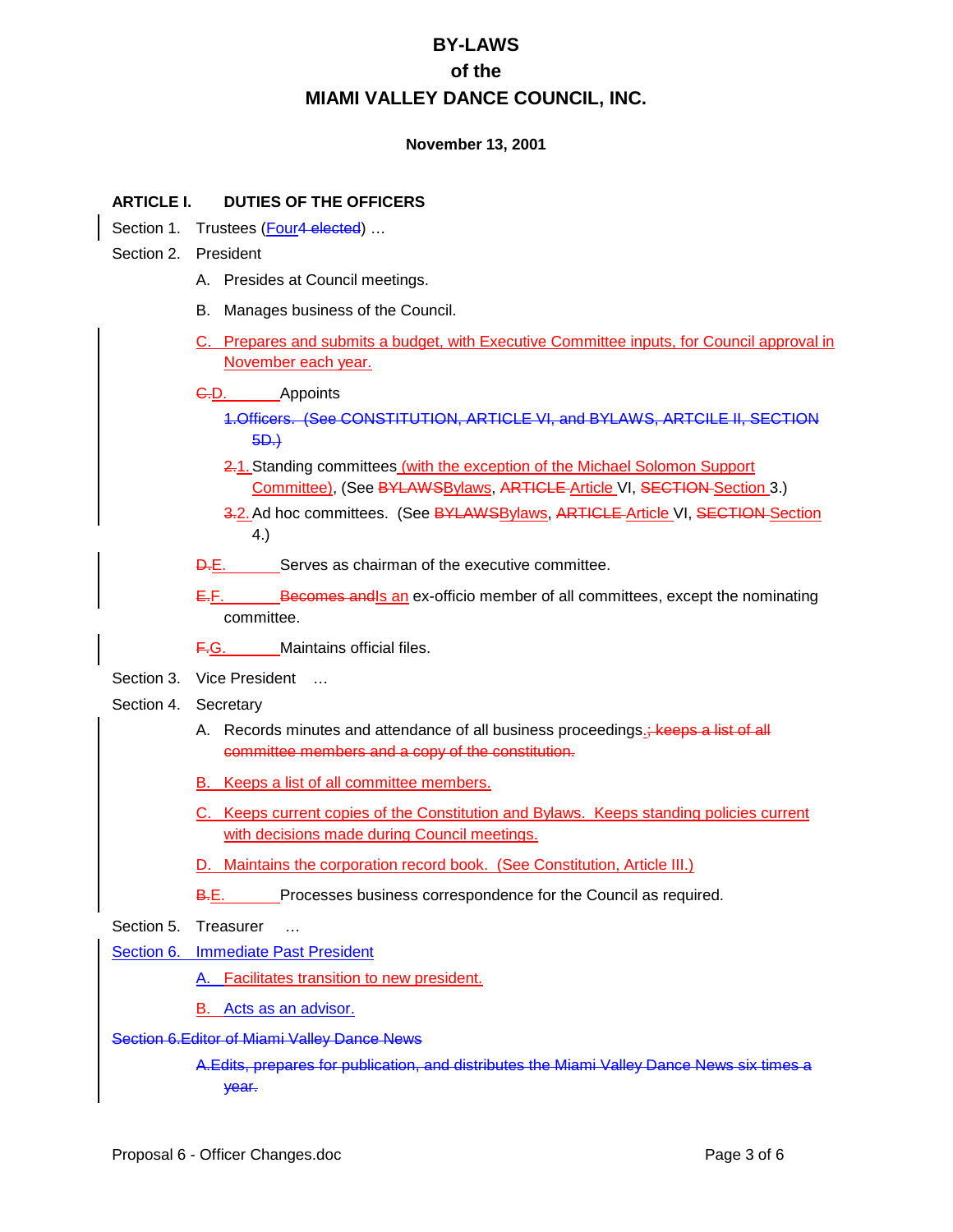# BY-LAWS
# of the
# MIAMI VALLEY DANCE COUNCIL, INC.

**November 13, 2001**

**ARTICLE I. DUTIES OF THE OFFICERS**

Section 1. Trustees (Four~~4 elected~~) …

Section 2. President

- A. Presides at Council meetings.
- B. Manages business of the Council.
- C. Prepares and submits a budget, with Executive Committee inputs, for Council approval in November each year.
- ~~C.~~D. Appoints
  - ~~1. Officers. (See CONSTITUTION, ARTICLE VI, and BYLAWS, ARTCILE II, SECTION 5D.)~~
  - ~~2.~~1. Standing committees (with the exception of the Michael Solomon Support Committee), (See ~~BYLAWS~~Bylaws, ~~ARTICLE~~ Article VI, ~~SECTION~~ Section 3.)
  - ~~3.~~2. Ad hoc committees. (See ~~BYLAWS~~Bylaws, ~~ARTICLE~~ Article VI, ~~SECTION~~ Section 4.)
- ~~D.~~E. Serves as chairman of the executive committee.
- ~~E.~~F. ~~Becomes and~~Is an ex-officio member of all committees, except the nominating committee.
- ~~F.~~G. Maintains official files.

Section 3. Vice President …

Section 4. Secretary

- A. Records minutes and attendance of all business proceedings.~~; keeps a list of all committee members and a copy of the constitution.~~
- B. Keeps a list of all committee members.
- C. Keeps current copies of the Constitution and Bylaws. Keeps standing policies current with decisions made during Council meetings.
- D. Maintains the corporation record book. (See Constitution, Article III.)
- ~~B.~~E. Processes business correspondence for the Council as required.

Section 5. Treasurer …

Section 6. Immediate Past President

- A. Facilitates transition to new president.
- B. Acts as an advisor.

~~Section 6. Editor of Miami Valley Dance News~~

- ~~A. Edits, prepares for publication, and distributes the Miami Valley Dance News six times a year.~~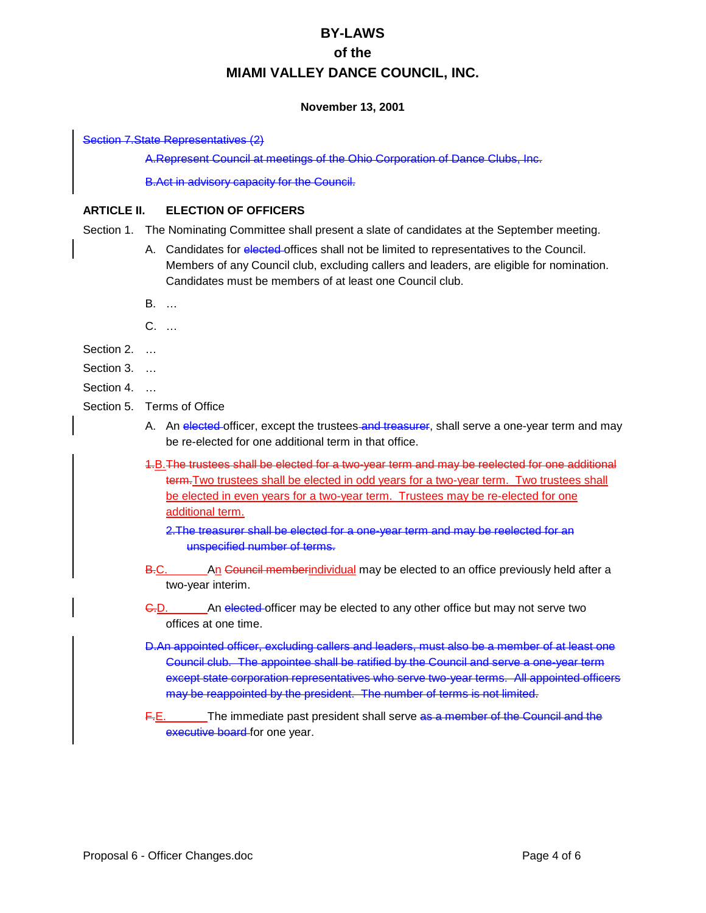# BY-LAWS
# of the
# MIAMI VALLEY DANCE COUNCIL, INC.

**November 13, 2001**

~~Section 7. State Representatives (2)~~

~~A. Represent Council at meetings of the Ohio Corporation of Dance Clubs, Inc.~~

~~B. Act in advisory capacity for the Council.~~

**ARTICLE II. ELECTION OF OFFICERS**

Section 1. The Nominating Committee shall present a slate of candidates at the September meeting.

A. Candidates for ~~elected~~ offices shall not be limited to representatives to the Council. Members of any Council club, excluding callers and leaders, are eligible for nomination. Candidates must be members of at least one Council club.

B. …

C. …

Section 2. …

Section 3. …

Section 4. …

Section 5. Terms of Office

A. An ~~elected~~ officer, except the trustees ~~and treasurer~~, shall serve a one-year term and may be re-elected for one additional term in that office.

~~1.~~B. ~~The trustees shall be elected for a two-year term and may be reelected for one additional term.~~ Two trustees shall be elected in odd years for a two-year term. Two trustees shall be elected in even years for a two-year term. Trustees may be re-elected for one additional term.

~~2. The treasurer shall be elected for a one-year term and may be reelected for an unspecified number of terms.~~

~~B.~~C. An ~~Council member~~ individual may be elected to an office previously held after a two-year interim.

~~C.~~D. An ~~elected~~ officer may be elected to any other office but may not serve two offices at one time.

~~D. An appointed officer, excluding callers and leaders, must also be a member of at least one Council club. The appointee shall be ratified by the Council and serve a one-year term except state corporation representatives who serve two-year terms. All appointed officers may be reappointed by the president. The number of terms is not limited.~~

~~F.~~E. The immediate past president shall serve ~~as a member of the Council and the executive board~~ for one year.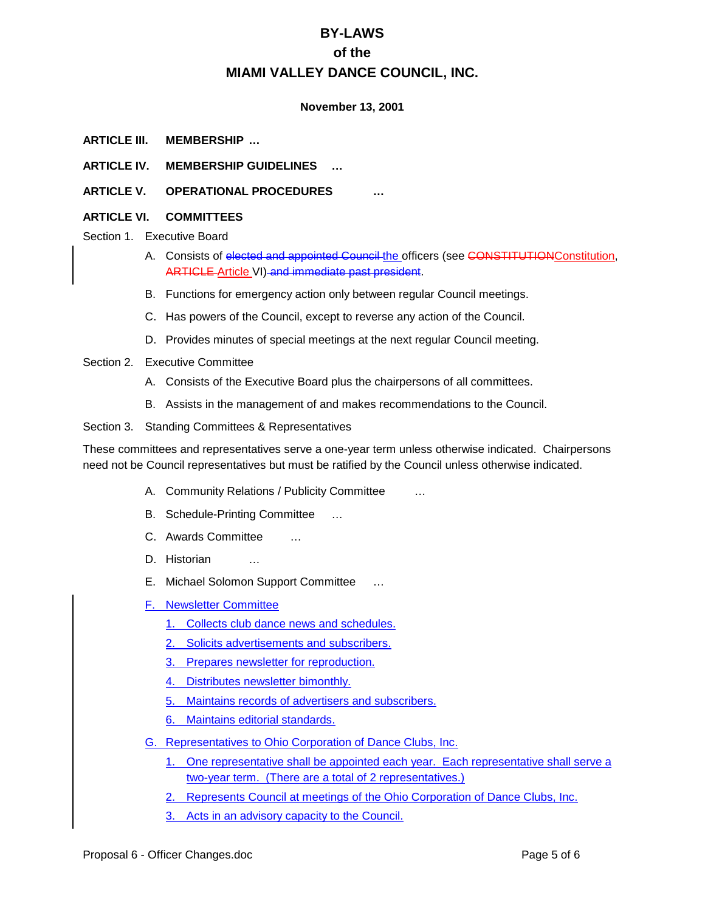# BY-LAWS
## of the
## MIAMI VALLEY DANCE COUNCIL, INC.

**November 13, 2001**

**ARTICLE III. MEMBERSHIP …**

**ARTICLE IV. MEMBERSHIP GUIDELINES …**

**ARTICLE V. OPERATIONAL PROCEDURES …**

**ARTICLE VI. COMMITTEES**

Section 1. Executive Board

A. Consists of ~~elected and appointed Council~~ the officers (see ~~CONSTITUTION~~Constitution, ~~ARTICLE~~ Article VI) ~~and immediate past president~~.

B. Functions for emergency action only between regular Council meetings.

C. Has powers of the Council, except to reverse any action of the Council.

D. Provides minutes of special meetings at the next regular Council meeting.

Section 2. Executive Committee

A. Consists of the Executive Board plus the chairpersons of all committees.

B. Assists in the management of and makes recommendations to the Council.

Section 3. Standing Committees & Representatives

These committees and representatives serve a one-year term unless otherwise indicated. Chairpersons need not be Council representatives but must be ratified by the Council unless otherwise indicated.

A. Community Relations / Publicity Committee …

B. Schedule-Printing Committee …

C. Awards Committee …

D. Historian …

E. Michael Solomon Support Committee …

F. Newsletter Committee

1. Collects club dance news and schedules.
2. Solicits advertisements and subscribers.
3. Prepares newsletter for reproduction.
4. Distributes newsletter bimonthly.
5. Maintains records of advertisers and subscribers.
6. Maintains editorial standards.

G. Representatives to Ohio Corporation of Dance Clubs, Inc.

1. One representative shall be appointed each year. Each representative shall serve a two-year term. (There are a total of 2 representatives.)
2. Represents Council at meetings of the Ohio Corporation of Dance Clubs, Inc.
3. Acts in an advisory capacity to the Council.

Proposal 6 - Officer Changes.doc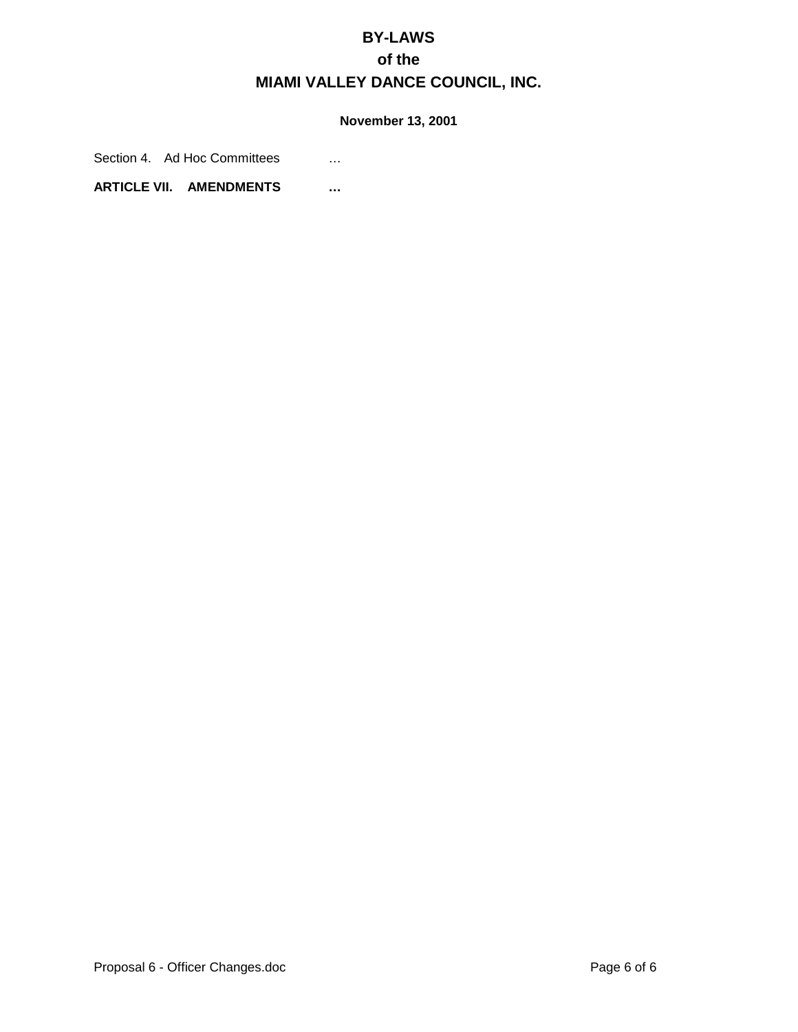Section 4. Ad Hoc Committees …

**ARTICLE VII. AMENDMENTS …**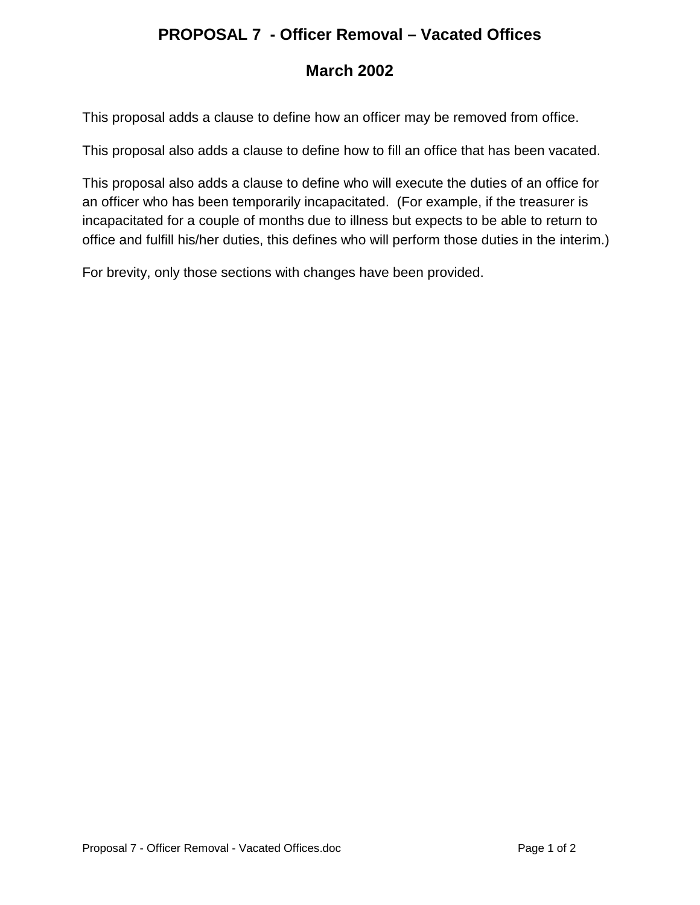# PROPOSAL 7 - Officer Removal – Vacated Offices

## March 2002

This proposal adds a clause to define how an officer may be removed from office.

This proposal also adds a clause to define how to fill an office that has been vacated.

This proposal also adds a clause to define who will execute the duties of an office for an officer who has been temporarily incapacitated. (For example, if the treasurer is incapacitated for a couple of months due to illness but expects to be able to return to office and fulfill his/her duties, this defines who will perform those duties in the interim.)

For brevity, only those sections with changes have been provided.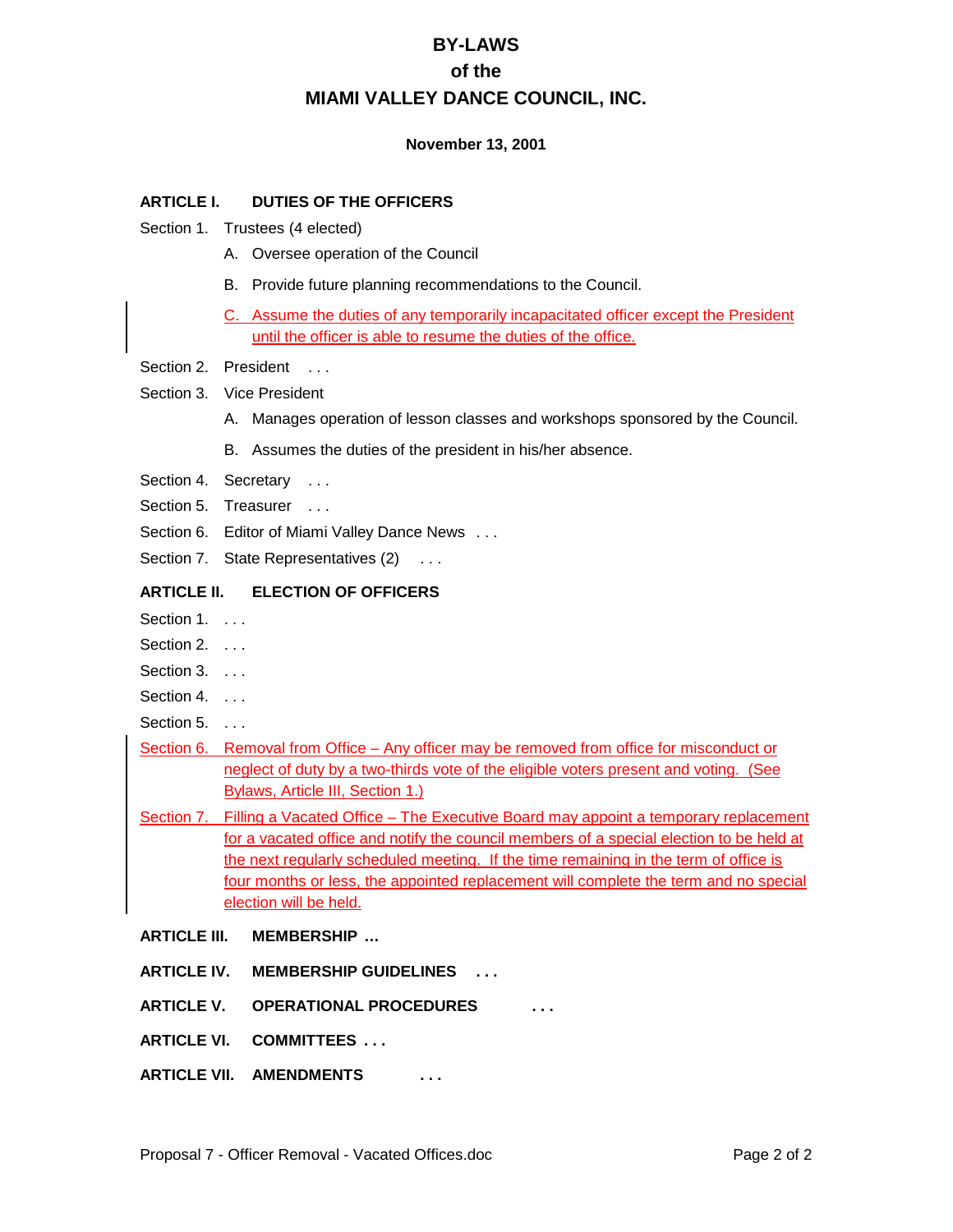# BY-LAWS
# of the
# MIAMI VALLEY DANCE COUNCIL, INC.

**November 13, 2001**

## ARTICLE I. DUTIES OF THE OFFICERS

Section 1. Trustees (4 elected)

- A. Oversee operation of the Council
- B. Provide future planning recommendations to the Council.
- C. Assume the duties of any temporarily incapacitated officer except the President until the officer is able to resume the duties of the office.

Section 2. President . . .

Section 3. Vice President

- A. Manages operation of lesson classes and workshops sponsored by the Council.
- B. Assumes the duties of the president in his/her absence.

Section 4. Secretary . . .

Section 5. Treasurer . . .

Section 6. Editor of Miami Valley Dance News . . .

Section 7. State Representatives (2) . . .

## ARTICLE II. ELECTION OF OFFICERS

Section 1. . . .

Section 2. . . .

Section 3. . . .

Section 4. . . .

Section 5. . . .

Section 6. Removal from Office – Any officer may be removed from office for misconduct or neglect of duty by a two-thirds vote of the eligible voters present and voting. (See Bylaws, Article III, Section 1.)

Section 7. Filling a Vacated Office – The Executive Board may appoint a temporary replacement for a vacated office and notify the council members of a special election to be held at the next regularly scheduled meeting. If the time remaining in the term of office is four months or less, the appointed replacement will complete the term and no special election will be held.

## ARTICLE III. MEMBERSHIP ...

## ARTICLE IV. MEMBERSHIP GUIDELINES . . .

## ARTICLE V. OPERATIONAL PROCEDURES . . .

## ARTICLE VI. COMMITTEES . . .

## ARTICLE VII. AMENDMENTS . . .

Proposal 7 - Officer Removal - Vacated Offices.doc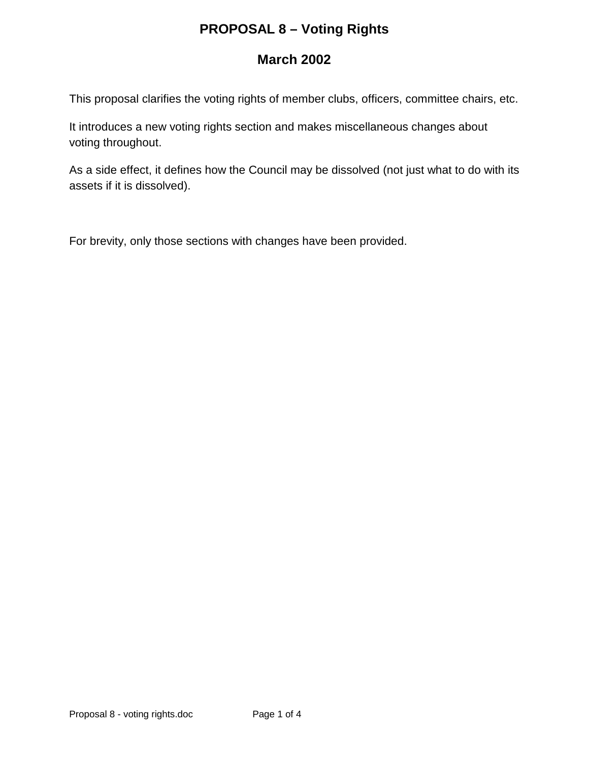# PROPOSAL 8 – Voting Rights

## March 2002

This proposal clarifies the voting rights of member clubs, officers, committee chairs, etc.

It introduces a new voting rights section and makes miscellaneous changes about voting throughout.

As a side effect, it defines how the Council may be dissolved (not just what to do with its assets if it is dissolved).

For brevity, only those sections with changes have been provided.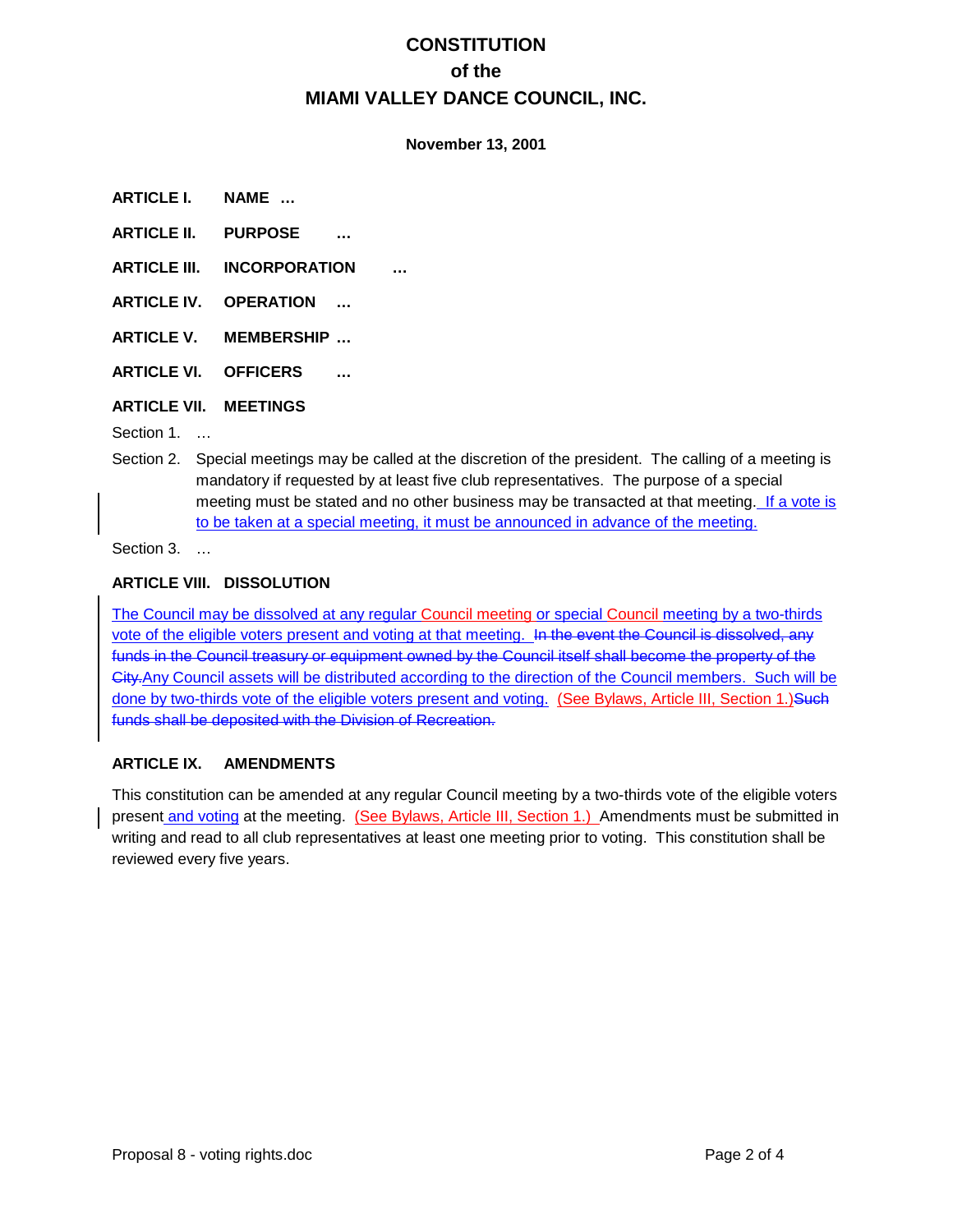# CONSTITUTION
# of the
# MIAMI VALLEY DANCE COUNCIL, INC.

**November 13, 2001**

**ARTICLE I. NAME …**

**ARTICLE II. PURPOSE …**

**ARTICLE III. INCORPORATION …**

**ARTICLE IV. OPERATION …**

**ARTICLE V. MEMBERSHIP …**

**ARTICLE VI. OFFICERS …**

**ARTICLE VII. MEETINGS**

Section 1. …

Section 2. Special meetings may be called at the discretion of the president. The calling of a meeting is mandatory if requested by at least five club representatives. The purpose of a special meeting must be stated and no other business may be transacted at that meeting. <ins>If a vote is to be taken at a special meeting, it must be announced in advance of the meeting.</ins>

Section 3. …

**ARTICLE VIII. DISSOLUTION**

<ins>The Council may be dissolved at any regular Council meeting or special Council meeting by a two-thirds vote of the eligible voters present and voting at that meeting.</ins> ~~In the event the Council is dissolved, any funds in the Council treasury or equipment owned by the Council itself shall become the property of the City.~~<ins>Any Council assets will be distributed according to the direction of the Council members. Such will be done by two-thirds vote of the eligible voters present and voting.</ins> <ins>(See Bylaws, Article III, Section 1.)</ins>~~Such funds shall be deposited with the Division of Recreation.~~

**ARTICLE IX. AMENDMENTS**

This constitution can be amended at any regular Council meeting by a two-thirds vote of the eligible voters present <ins>and voting</ins> at the meeting. <ins>(See Bylaws, Article III, Section 1.)</ins> Amendments must be submitted in writing and read to all club representatives at least one meeting prior to voting. This constitution shall be reviewed every five years.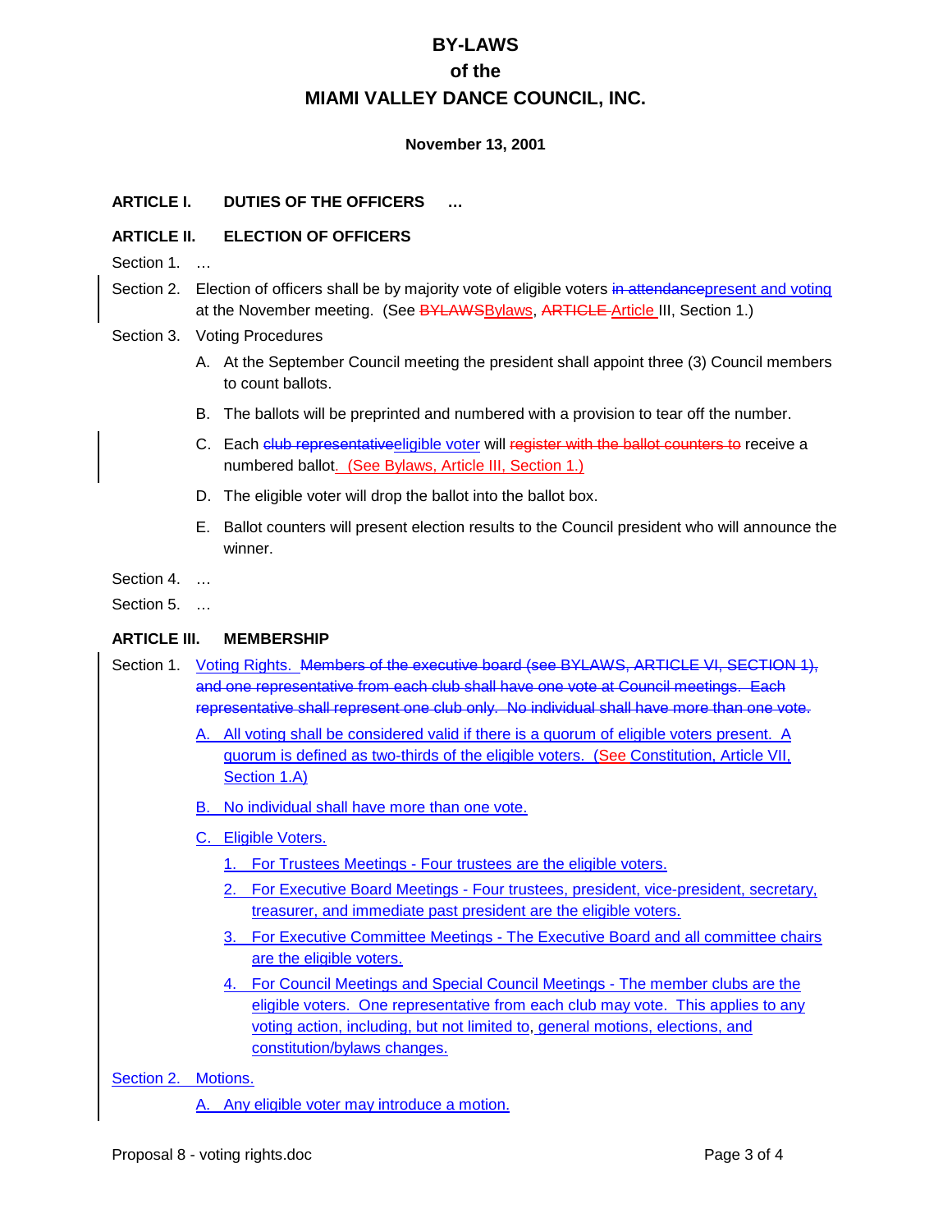# BY-LAWS
# of the
# MIAMI VALLEY DANCE COUNCIL, INC.

**November 13, 2001**

## ARTICLE I. DUTIES OF THE OFFICERS …

## ARTICLE II. ELECTION OF OFFICERS

Section 1. …

Section 2. Election of officers shall be by majority vote of eligible voters ~~in attendance~~present and voting at the November meeting. (See ~~BYLAWS~~Bylaws, ~~ARTICLE~~ Article III, Section 1.)

Section 3. Voting Procedures

- A. At the September Council meeting the president shall appoint three (3) Council members to count ballots.
- B. The ballots will be preprinted and numbered with a provision to tear off the number.
- C. Each ~~club representative~~eligible voter will ~~register with the ballot counters to~~ receive a numbered ballot. (See Bylaws, Article III, Section 1.)
- D. The eligible voter will drop the ballot into the ballot box.
- E. Ballot counters will present election results to the Council president who will announce the winner.

Section 4. …

Section 5. …

## ARTICLE III. MEMBERSHIP

Section 1. Voting Rights. ~~Members of the executive board (see BYLAWS, ARTICLE VI, SECTION 1), and one representative from each club shall have one vote at Council meetings. Each representative shall represent one club only. No individual shall have more than one vote.~~

- A. All voting shall be considered valid if there is a quorum of eligible voters present. A quorum is defined as two-thirds of the eligible voters. (See Constitution, Article VII, Section 1.A)
- B. No individual shall have more than one vote.
- C. Eligible Voters.
  1. For Trustees Meetings - Four trustees are the eligible voters.
  2. For Executive Board Meetings - Four trustees, president, vice-president, secretary, treasurer, and immediate past president are the eligible voters.
  3. For Executive Committee Meetings - The Executive Board and all committee chairs are the eligible voters.
  4. For Council Meetings and Special Council Meetings - The member clubs are the eligible voters. One representative from each club may vote. This applies to any voting action, including, but not limited to, general motions, elections, and constitution/bylaws changes.

Section 2. Motions.

- A. Any eligible voter may introduce a motion.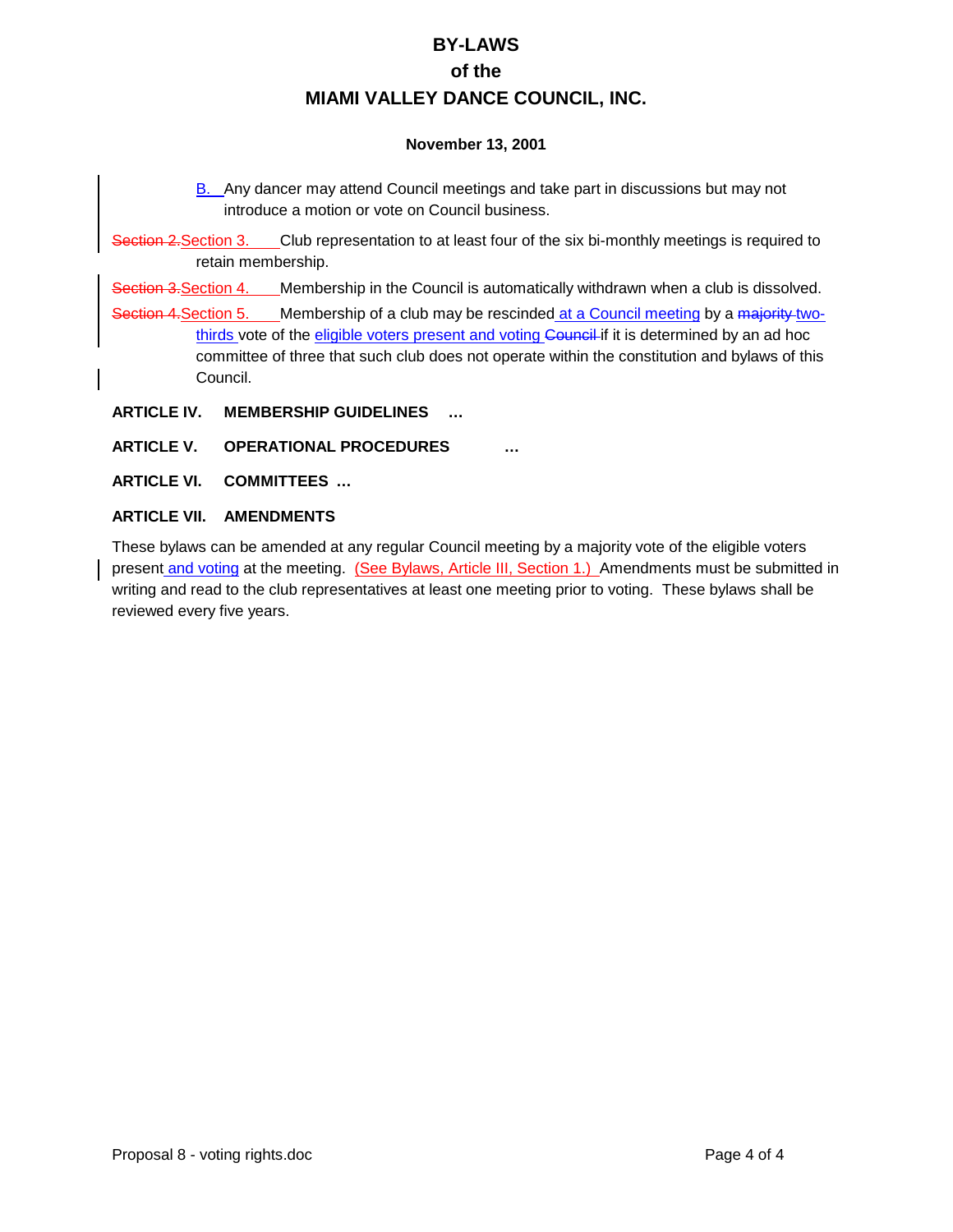# BY-LAWS
# of the
# MIAMI VALLEY DANCE COUNCIL, INC.

**November 13, 2001**

B. Any dancer may attend Council meetings and take part in discussions but may not introduce a motion or vote on Council business.

~~Section 2.~~Section 3. Club representation to at least four of the six bi-monthly meetings is required to retain membership.

~~Section 3.~~Section 4. Membership in the Council is automatically withdrawn when a club is dissolved.

~~Section 4.~~Section 5. Membership of a club may be rescinded at a Council meeting by a ~~majority~~ two-thirds vote of the eligible voters present and voting ~~Council~~ if it is determined by an ad hoc committee of three that such club does not operate within the constitution and bylaws of this Council.

**ARTICLE IV. MEMBERSHIP GUIDELINES …**

**ARTICLE V. OPERATIONAL PROCEDURES …**

**ARTICLE VI. COMMITTEES …**

**ARTICLE VII. AMENDMENTS**

These bylaws can be amended at any regular Council meeting by a majority vote of the eligible voters present and voting at the meeting. (See Bylaws, Article III, Section 1.) Amendments must be submitted in writing and read to the club representatives at least one meeting prior to voting. These bylaws shall be reviewed every five years.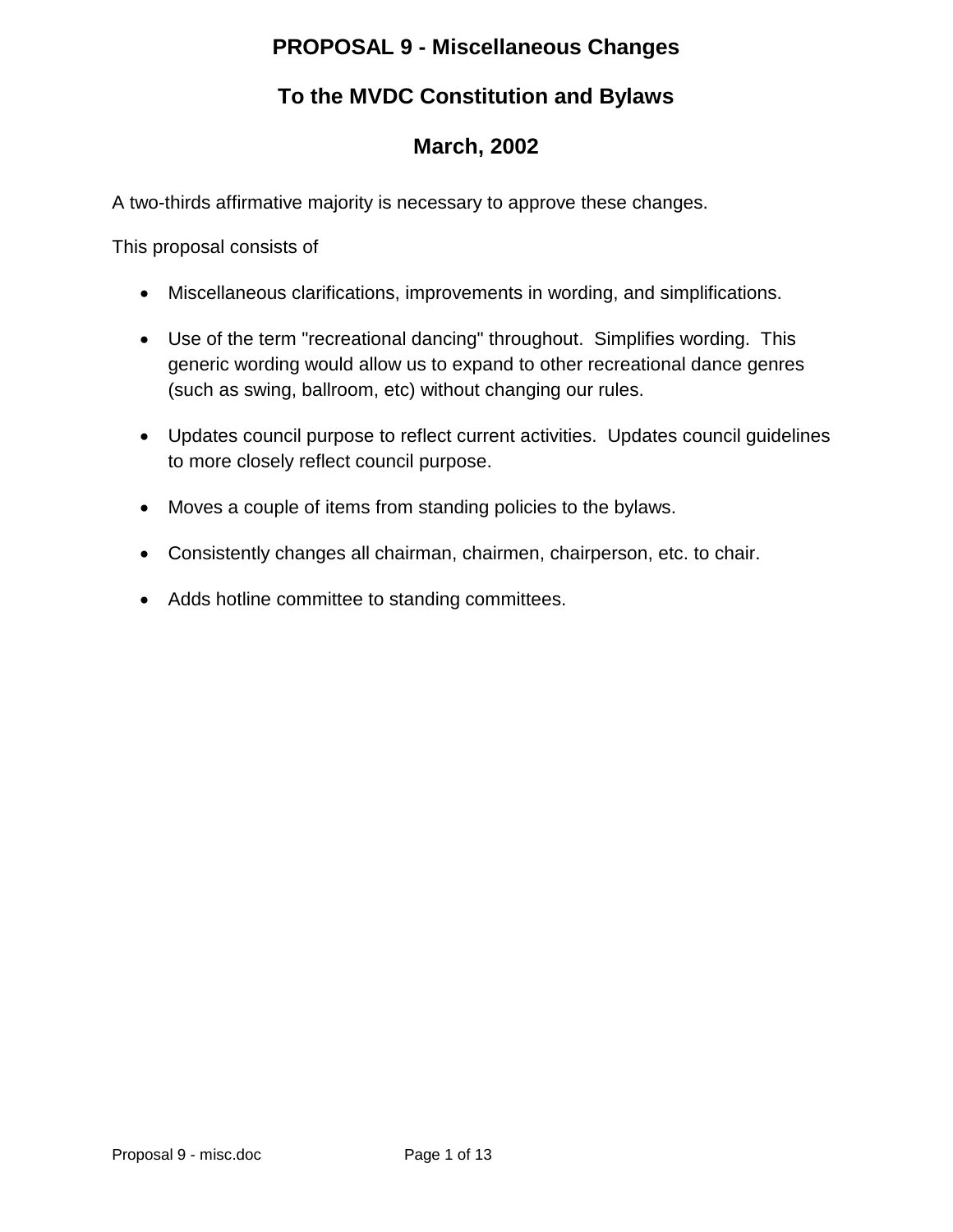# PROPOSAL 9 - Miscellaneous Changes

# To the MVDC Constitution and Bylaws

# March, 2002

A two-thirds affirmative majority is necessary to approve these changes.

This proposal consists of

- Miscellaneous clarifications, improvements in wording, and simplifications.
- Use of the term "recreational dancing" throughout. Simplifies wording. This generic wording would allow us to expand to other recreational dance genres (such as swing, ballroom, etc) without changing our rules.
- Updates council purpose to reflect current activities. Updates council guidelines to more closely reflect council purpose.
- Moves a couple of items from standing policies to the bylaws.
- Consistently changes all chairman, chairmen, chairperson, etc. to chair.
- Adds hotline committee to standing committees.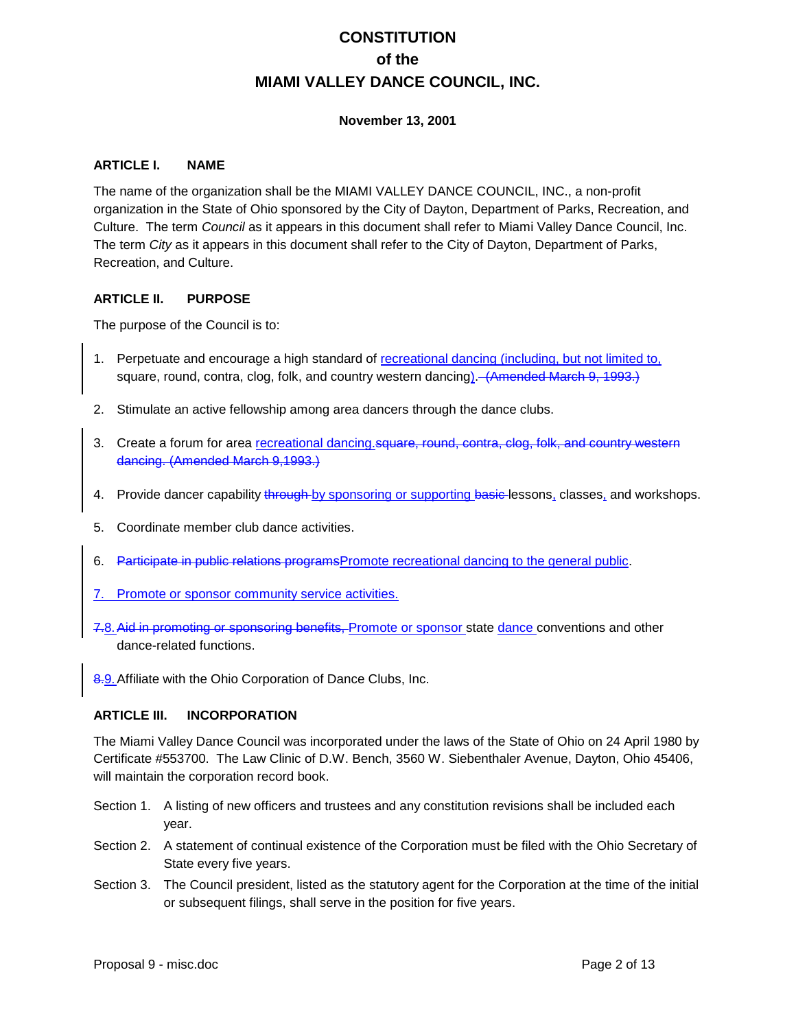# CONSTITUTION
# of the
# MIAMI VALLEY DANCE COUNCIL, INC.

**November 13, 2001**

## ARTICLE I. NAME

The name of the organization shall be the MIAMI VALLEY DANCE COUNCIL, INC., a non-profit organization in the State of Ohio sponsored by the City of Dayton, Department of Parks, Recreation, and Culture. The term *Council* as it appears in this document shall refer to Miami Valley Dance Council, Inc. The term *City* as it appears in this document shall refer to the City of Dayton, Department of Parks, Recreation, and Culture.

## ARTICLE II. PURPOSE

The purpose of the Council is to:

1. Perpetuate and encourage a high standard of <u>recreational dancing (including, but not limited to,</u> square, round, contra, clog, folk, and country western dancing<u>)</u>. ~~(Amended March 9, 1993.)~~

2. Stimulate an active fellowship among area dancers through the dance clubs.

3. Create a forum for area <u>recreational dancing.</u>~~square, round, contra, clog, folk, and country western dancing. (Amended March 9,1993.)~~

4. Provide dancer capability ~~through~~ <u>by sponsoring or supporting</u> ~~basic~~ lessons<u>,</u> classes<u>,</u> and workshops.

5. Coordinate member club dance activities.

6. ~~Participate in public relations programs~~<u>Promote recreational dancing to the general public</u>.

7. <u>Promote or sponsor community service activities.</u>

~~7.~~<u>8.</u> ~~Aid in promoting or sponsoring benefits,~~ <u>Promote or sponsor</u> state <u>dance</u> conventions and other dance-related functions.

~~8.~~<u>9.</u> Affiliate with the Ohio Corporation of Dance Clubs, Inc.

## ARTICLE III. INCORPORATION

The Miami Valley Dance Council was incorporated under the laws of the State of Ohio on 24 April 1980 by Certificate #553700. The Law Clinic of D.W. Bench, 3560 W. Siebenthaler Avenue, Dayton, Ohio 45406, will maintain the corporation record book.

Section 1. A listing of new officers and trustees and any constitution revisions shall be included each year.

Section 2. A statement of continual existence of the Corporation must be filed with the Ohio Secretary of State every five years.

Section 3. The Council president, listed as the statutory agent for the Corporation at the time of the initial or subsequent filings, shall serve in the position for five years.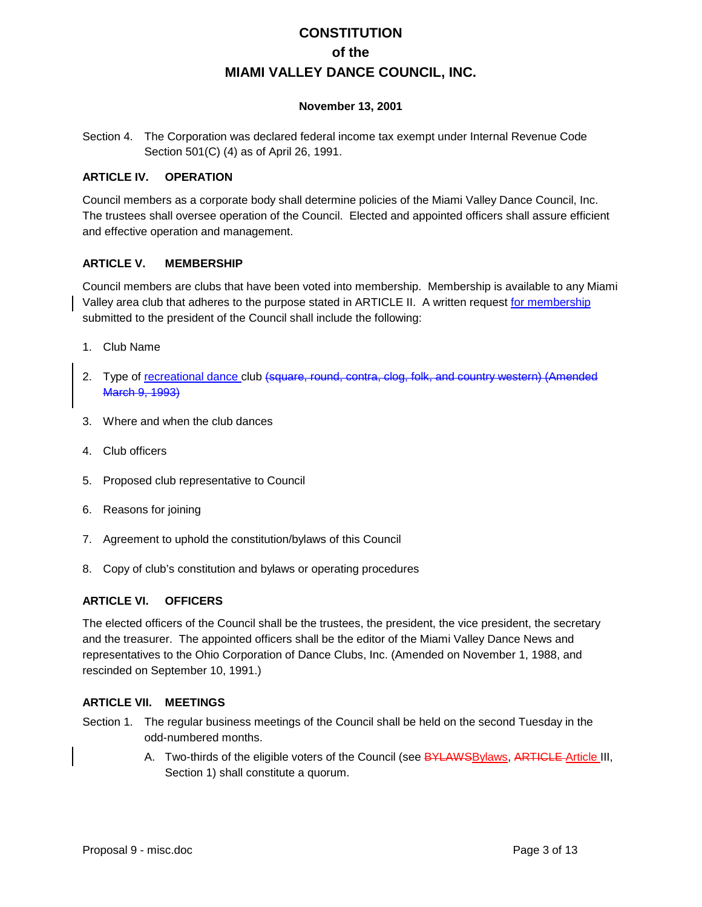# CONSTITUTION
# of the
# MIAMI VALLEY DANCE COUNCIL, INC.

**November 13, 2001**

Section 4. The Corporation was declared federal income tax exempt under Internal Revenue Code Section 501(C) (4) as of April 26, 1991.

### ARTICLE IV. OPERATION

Council members as a corporate body shall determine policies of the Miami Valley Dance Council, Inc. The trustees shall oversee operation of the Council. Elected and appointed officers shall assure efficient and effective operation and management.

### ARTICLE V. MEMBERSHIP

Council members are clubs that have been voted into membership. Membership is available to any Miami Valley area club that adheres to the purpose stated in ARTICLE II. A written request <u>for membership</u> submitted to the president of the Council shall include the following:

1. Club Name
2. Type of <u>recreational dance</u> club ~~(square, round, contra, clog, folk, and country western) (Amended March 9, 1993)~~
3. Where and when the club dances
4. Club officers
5. Proposed club representative to Council
6. Reasons for joining
7. Agreement to uphold the constitution/bylaws of this Council
8. Copy of club's constitution and bylaws or operating procedures

### ARTICLE VI. OFFICERS

The elected officers of the Council shall be the trustees, the president, the vice president, the secretary and the treasurer. The appointed officers shall be the editor of the Miami Valley Dance News and representatives to the Ohio Corporation of Dance Clubs, Inc. (Amended on November 1, 1988, and rescinded on September 10, 1991.)

### ARTICLE VII. MEETINGS

Section 1. The regular business meetings of the Council shall be held on the second Tuesday in the odd-numbered months.

A. Two-thirds of the eligible voters of the Council (see ~~BYLAWS~~<u>Bylaws</u>, ~~ARTICLE~~ <u>Article</u> III, Section 1) shall constitute a quorum.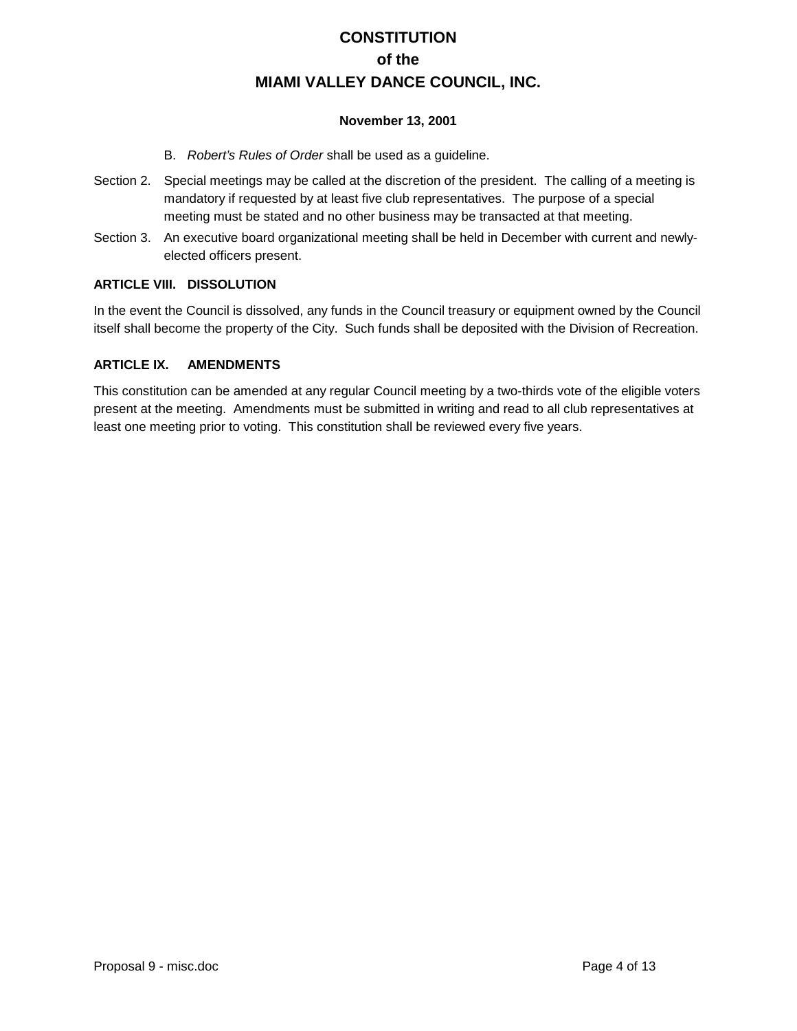B. *Robert's Rules of Order* shall be used as a guideline.

Section 2. Special meetings may be called at the discretion of the president. The calling of a meeting is mandatory if requested by at least five club representatives. The purpose of a special meeting must be stated and no other business may be transacted at that meeting.

Section 3. An executive board organizational meeting shall be held in December with current and newly-elected officers present.

**ARTICLE VIII. DISSOLUTION**

In the event the Council is dissolved, any funds in the Council treasury or equipment owned by the Council itself shall become the property of the City. Such funds shall be deposited with the Division of Recreation.

**ARTICLE IX. AMENDMENTS**

This constitution can be amended at any regular Council meeting by a two-thirds vote of the eligible voters present at the meeting. Amendments must be submitted in writing and read to all club representatives at least one meeting prior to voting. This constitution shall be reviewed every five years.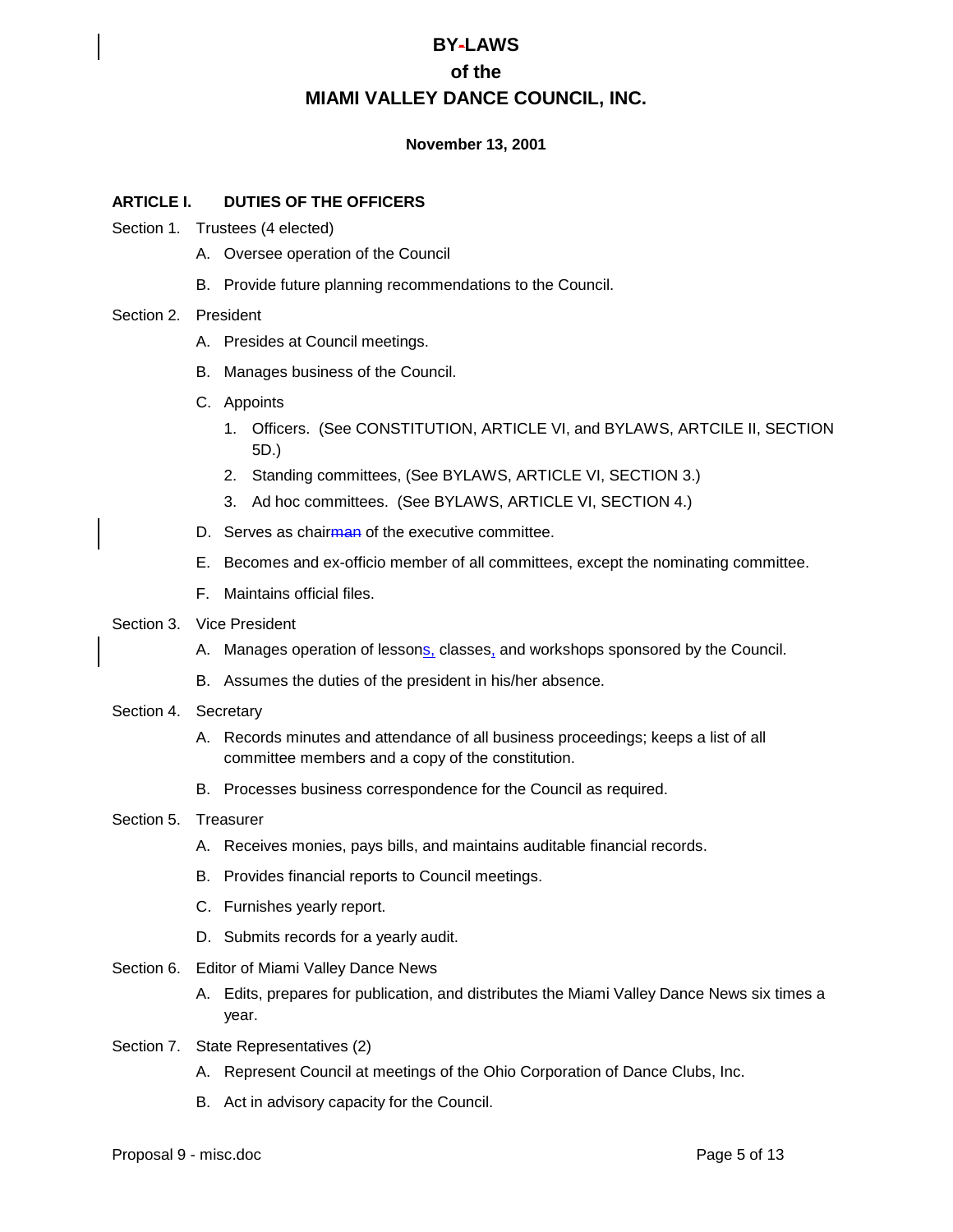# BY-LAWS
# of the
# MIAMI VALLEY DANCE COUNCIL, INC.

**November 13, 2001**

## ARTICLE I. DUTIES OF THE OFFICERS

Section 1. Trustees (4 elected)

A. Oversee operation of the Council

B. Provide future planning recommendations to the Council.

Section 2. President

A. Presides at Council meetings.

B. Manages business of the Council.

C. Appoints

1. Officers. (See CONSTITUTION, ARTICLE VI, and BYLAWS, ARTCILE II, SECTION 5D.)
2. Standing committees, (See BYLAWS, ARTICLE VI, SECTION 3.)
3. Ad hoc committees. (See BYLAWS, ARTICLE VI, SECTION 4.)

D. Serves as chair~~man~~ of the executive committee.

E. Becomes and ex-officio member of all committees, except the nominating committee.

F. Maintains official files.

Section 3. Vice President

A. Manages operation of lessons, classes, and workshops sponsored by the Council.

B. Assumes the duties of the president in his/her absence.

Section 4. Secretary

A. Records minutes and attendance of all business proceedings; keeps a list of all committee members and a copy of the constitution.

B. Processes business correspondence for the Council as required.

Section 5. Treasurer

A. Receives monies, pays bills, and maintains auditable financial records.

B. Provides financial reports to Council meetings.

C. Furnishes yearly report.

D. Submits records for a yearly audit.

Section 6. Editor of Miami Valley Dance News

A. Edits, prepares for publication, and distributes the Miami Valley Dance News six times a year.

Section 7. State Representatives (2)

A. Represent Council at meetings of the Ohio Corporation of Dance Clubs, Inc.

B. Act in advisory capacity for the Council.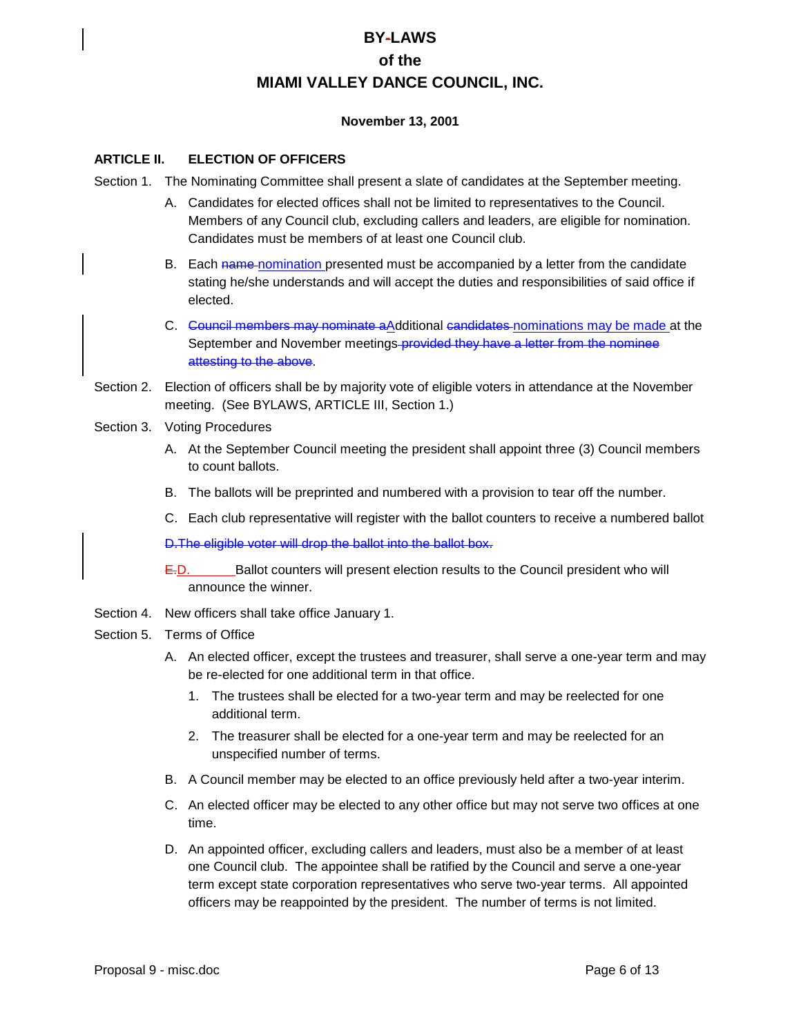# BY-LAWS
## of the
## MIAMI VALLEY DANCE COUNCIL, INC.

**November 13, 2001**

**ARTICLE II. ELECTION OF OFFICERS**

Section 1. The Nominating Committee shall present a slate of candidates at the September meeting.

A. Candidates for elected offices shall not be limited to representatives to the Council. Members of any Council club, excluding callers and leaders, are eligible for nomination. Candidates must be members of at least one Council club.

B. Each ~~name~~ nomination presented must be accompanied by a letter from the candidate stating he/she understands and will accept the duties and responsibilities of said office if elected.

C. ~~Council members may nominate a~~Additional ~~candidates~~ nominations may be made at the September and November meetings ~~provided they have a letter from the nominee attesting to the above~~.

Section 2. Election of officers shall be by majority vote of eligible voters in attendance at the November meeting. (See BYLAWS, ARTICLE III, Section 1.)

Section 3. Voting Procedures

A. At the September Council meeting the president shall appoint three (3) Council members to count ballots.

B. The ballots will be preprinted and numbered with a provision to tear off the number.

C. Each club representative will register with the ballot counters to receive a numbered ballot

~~D. The eligible voter will drop the ballot into the ballot box.~~

~~E.~~D. Ballot counters will present election results to the Council president who will announce the winner.

Section 4. New officers shall take office January 1.

Section 5. Terms of Office

A. An elected officer, except the trustees and treasurer, shall serve a one-year term and may be re-elected for one additional term in that office.

1. The trustees shall be elected for a two-year term and may be reelected for one additional term.
2. The treasurer shall be elected for a one-year term and may be reelected for an unspecified number of terms.

B. A Council member may be elected to an office previously held after a two-year interim.

C. An elected officer may be elected to any other office but may not serve two offices at one time.

D. An appointed officer, excluding callers and leaders, must also be a member of at least one Council club. The appointee shall be ratified by the Council and serve a one-year term except state corporation representatives who serve two-year terms. All appointed officers may be reappointed by the president. The number of terms is not limited.

Proposal 9 - misc.doc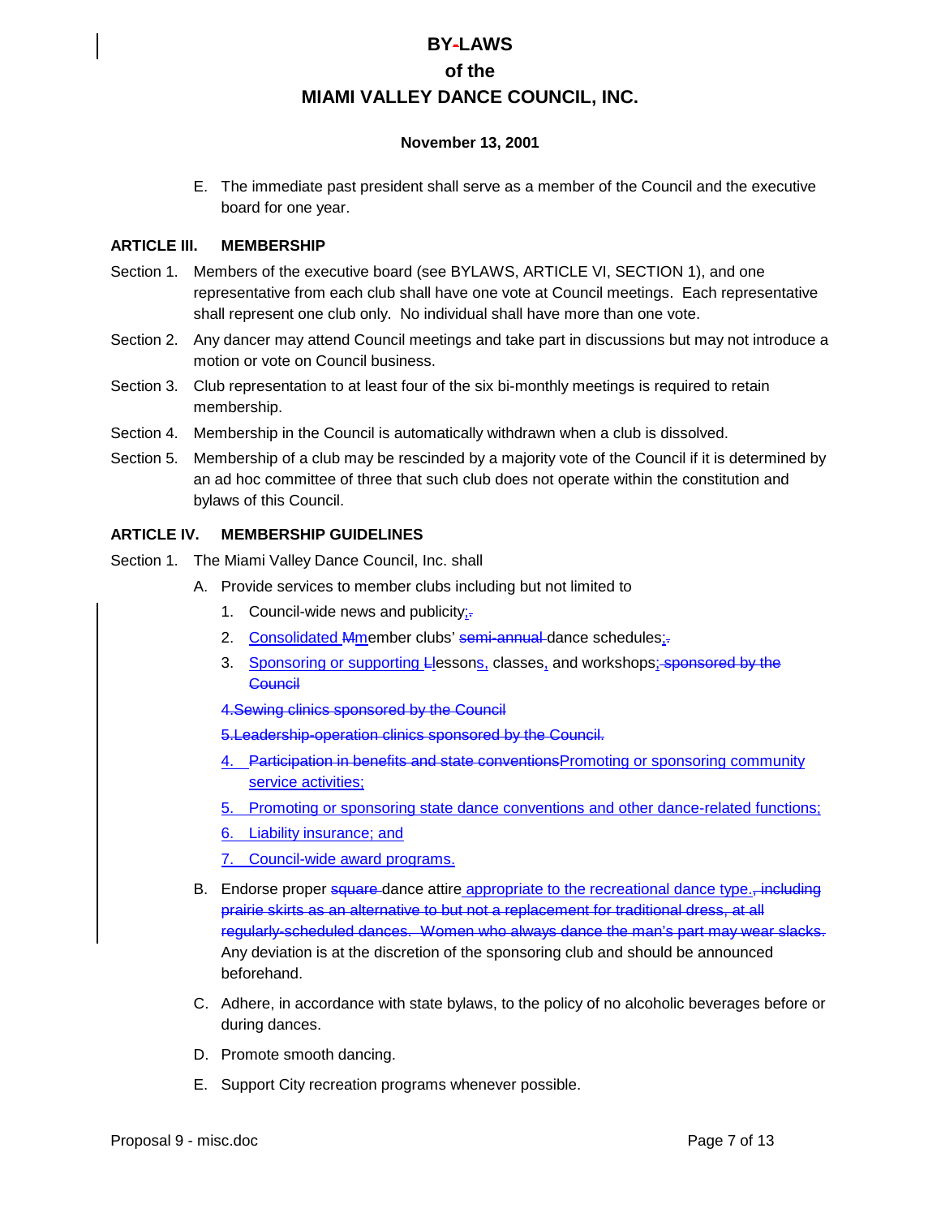E. The immediate past president shall serve as a member of the Council and the executive board for one year.

## ARTICLE III. MEMBERSHIP

Section 1. Members of the executive board (see BYLAWS, ARTICLE VI, SECTION 1), and one representative from each club shall have one vote at Council meetings. Each representative shall represent one club only. No individual shall have more than one vote.

Section 2. Any dancer may attend Council meetings and take part in discussions but may not introduce a motion or vote on Council business.

Section 3. Club representation to at least four of the six bi-monthly meetings is required to retain membership.

Section 4. Membership in the Council is automatically withdrawn when a club is dissolved.

Section 5. Membership of a club may be rescinded by a majority vote of the Council if it is determined by an ad hoc committee of three that such club does not operate within the constitution and bylaws of this Council.

## ARTICLE IV. MEMBERSHIP GUIDELINES

Section 1. The Miami Valley Dance Council, Inc. shall

A. Provide services to member clubs including but not limited to

1. Council-wide news and publicity;~~.~~
2. Consolidated ~~M~~member clubs' ~~semi-annual~~ dance schedules;~~.~~
3. Sponsoring or supporting ~~L~~lessons, classes, and workshops;~~ sponsored by the Council~~

~~4.Sewing clinics sponsored by the Council~~

~~5.Leadership-operation clinics sponsored by the Council.~~

4. ~~Participation in benefits and state conventions~~Promoting or sponsoring community service activities;
5. Promoting or sponsoring state dance conventions and other dance-related functions;
6. Liability insurance; and
7. Council-wide award programs.

B. Endorse proper ~~square~~ dance attire appropriate to the recreational dance type.~~, including prairie skirts as an alternative to but not a replacement for traditional dress, at all regularly-scheduled dances. Women who always dance the man's part may wear slacks.~~ Any deviation is at the discretion of the sponsoring club and should be announced beforehand.

C. Adhere, in accordance with state bylaws, to the policy of no alcoholic beverages before or during dances.

D. Promote smooth dancing.

E. Support City recreation programs whenever possible.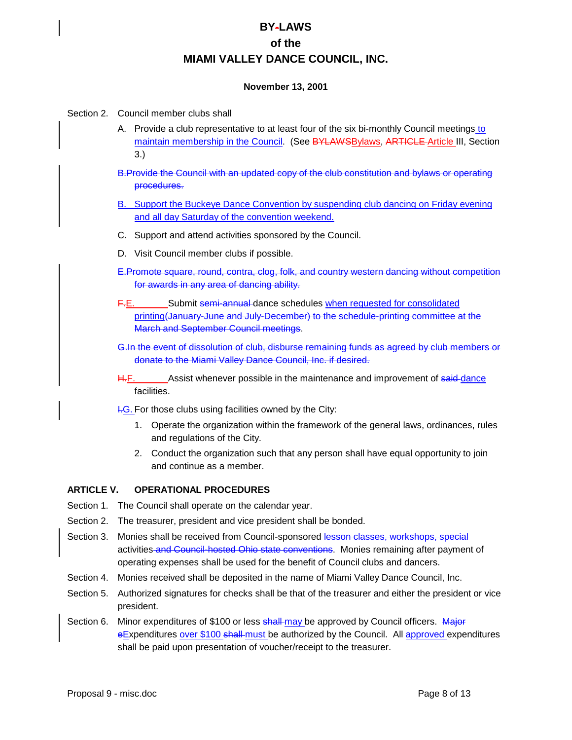# BY-LAWS
# of the
# MIAMI VALLEY DANCE COUNCIL, INC.

**November 13, 2001**

Section 2. Council member clubs shall

A. Provide a club representative to at least four of the six bi-monthly Council meetings to maintain membership in the Council. (See ~~BYLAWS~~Bylaws, ~~ARTICLE~~ Article III, Section 3.)

~~B.Provide the Council with an updated copy of the club constitution and bylaws or operating procedures.~~

B. Support the Buckeye Dance Convention by suspending club dancing on Friday evening and all day Saturday of the convention weekend.

C. Support and attend activities sponsored by the Council.

D. Visit Council member clubs if possible.

~~E.Promote square, round, contra, clog, folk, and country western dancing without competition for awards in any area of dancing ability.~~

~~F.~~E. Submit ~~semi-annual~~ dance schedules when requested for consolidated printing~~(January-June and July-December) to the schedule-printing committee at the March and September Council meetings~~.

~~G.In the event of dissolution of club, disburse remaining funds as agreed by club members or donate to the Miami Valley Dance Council, Inc. if desired.~~

~~H.~~F. Assist whenever possible in the maintenance and improvement of ~~said~~ dance facilities.

~~I.~~G. For those clubs using facilities owned by the City:

1. Operate the organization within the framework of the general laws, ordinances, rules and regulations of the City.
2. Conduct the organization such that any person shall have equal opportunity to join and continue as a member.

## ARTICLE V. OPERATIONAL PROCEDURES

Section 1. The Council shall operate on the calendar year.

Section 2. The treasurer, president and vice president shall be bonded.

Section 3. Monies shall be received from Council-sponsored ~~lesson classes, workshops, special~~ activities ~~and Council-hosted Ohio state conventions~~. Monies remaining after payment of operating expenses shall be used for the benefit of Council clubs and dancers.

Section 4. Monies received shall be deposited in the name of Miami Valley Dance Council, Inc.

Section 5. Authorized signatures for checks shall be that of the treasurer and either the president or vice president.

Section 6. Minor expenditures of $100 or less ~~shall~~ may be approved by Council officers. ~~Major~~ ~~e~~Expenditures over $100 ~~shall~~ must be authorized by the Council. All approved expenditures shall be paid upon presentation of voucher/receipt to the treasurer.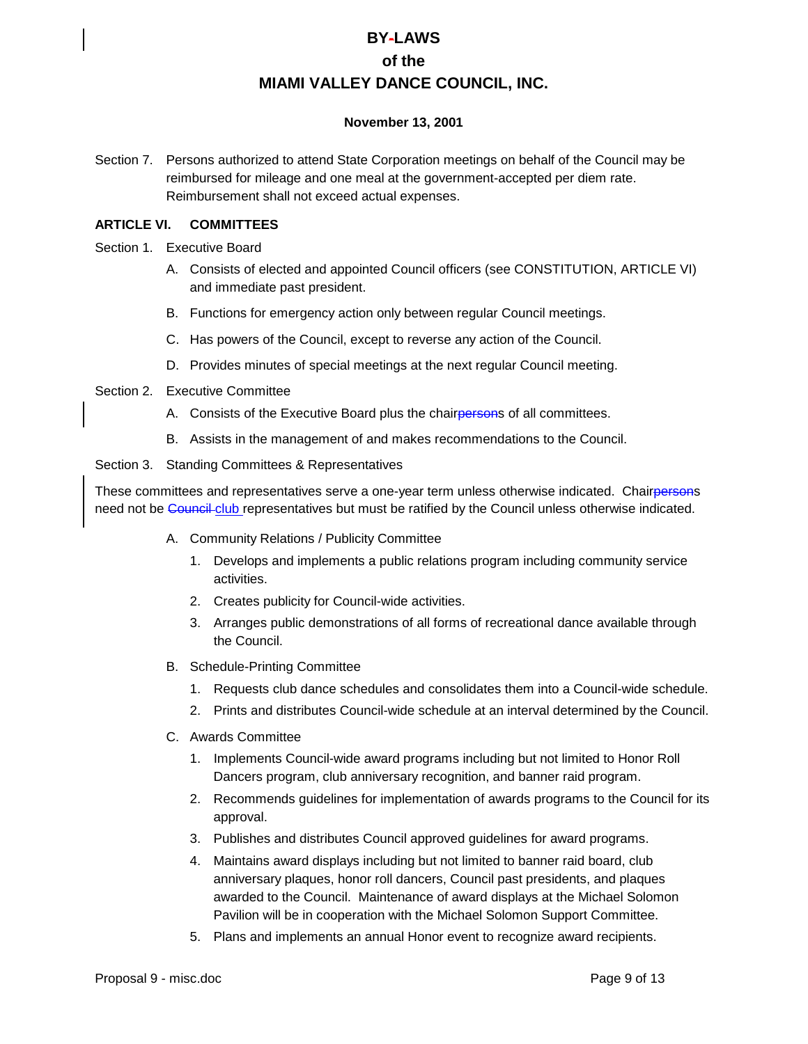# BY-LAWS
# of the
# MIAMI VALLEY DANCE COUNCIL, INC.

**November 13, 2001**

Section 7. Persons authorized to attend State Corporation meetings on behalf of the Council may be reimbursed for mileage and one meal at the government-accepted per diem rate. Reimbursement shall not exceed actual expenses.

## ARTICLE VI. COMMITTEES

Section 1. Executive Board

A. Consists of elected and appointed Council officers (see CONSTITUTION, ARTICLE VI) and immediate past president.

B. Functions for emergency action only between regular Council meetings.

C. Has powers of the Council, except to reverse any action of the Council.

D. Provides minutes of special meetings at the next regular Council meeting.

Section 2. Executive Committee

A. Consists of the Executive Board plus the chair~~person~~s of all committees.

B. Assists in the management of and makes recommendations to the Council.

Section 3. Standing Committees & Representatives

These committees and representatives serve a one-year term unless otherwise indicated. Chair~~person~~s need not be ~~Council~~ club representatives but must be ratified by the Council unless otherwise indicated.

A. Community Relations / Publicity Committee

1. Develops and implements a public relations program including community service activities.
2. Creates publicity for Council-wide activities.
3. Arranges public demonstrations of all forms of recreational dance available through the Council.

B. Schedule-Printing Committee

1. Requests club dance schedules and consolidates them into a Council-wide schedule.
2. Prints and distributes Council-wide schedule at an interval determined by the Council.

C. Awards Committee

1. Implements Council-wide award programs including but not limited to Honor Roll Dancers program, club anniversary recognition, and banner raid program.
2. Recommends guidelines for implementation of awards programs to the Council for its approval.
3. Publishes and distributes Council approved guidelines for award programs.
4. Maintains award displays including but not limited to banner raid board, club anniversary plaques, honor roll dancers, Council past presidents, and plaques awarded to the Council. Maintenance of award displays at the Michael Solomon Pavilion will be in cooperation with the Michael Solomon Support Committee.
5. Plans and implements an annual Honor event to recognize award recipients.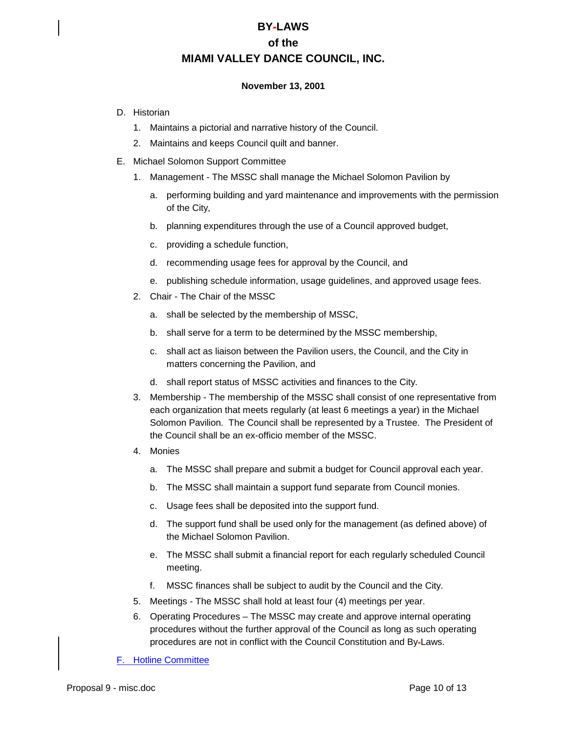D. Historian

1. Maintains a pictorial and narrative history of the Council.
2. Maintains and keeps Council quilt and banner.

E. Michael Solomon Support Committee

1. Management - The MSSC shall manage the Michael Solomon Pavilion by
   a. performing building and yard maintenance and improvements with the permission of the City,
   b. planning expenditures through the use of a Council approved budget,
   c. providing a schedule function,
   d. recommending usage fees for approval by the Council, and
   e. publishing schedule information, usage guidelines, and approved usage fees.
2. Chair - The Chair of the MSSC
   a. shall be selected by the membership of MSSC,
   b. shall serve for a term to be determined by the MSSC membership,
   c. shall act as liaison between the Pavilion users, the Council, and the City in matters concerning the Pavilion, and
   d. shall report status of MSSC activities and finances to the City.
3. Membership - The membership of the MSSC shall consist of one representative from each organization that meets regularly (at least 6 meetings a year) in the Michael Solomon Pavilion. The Council shall be represented by a Trustee. The President of the Council shall be an ex-officio member of the MSSC.
4. Monies
   a. The MSSC shall prepare and submit a budget for Council approval each year.
   b. The MSSC shall maintain a support fund separate from Council monies.
   c. Usage fees shall be deposited into the support fund.
   d. The support fund shall be used only for the management (as defined above) of the Michael Solomon Pavilion.
   e. The MSSC shall submit a financial report for each regularly scheduled Council meeting.
   f. MSSC finances shall be subject to audit by the Council and the City.
5. Meetings - The MSSC shall hold at least four (4) meetings per year.
6. Operating Procedures – The MSSC may create and approve internal operating procedures without the further approval of the Council as long as such operating procedures are not in conflict with the Council Constitution and By-Laws.

F. Hotline Committee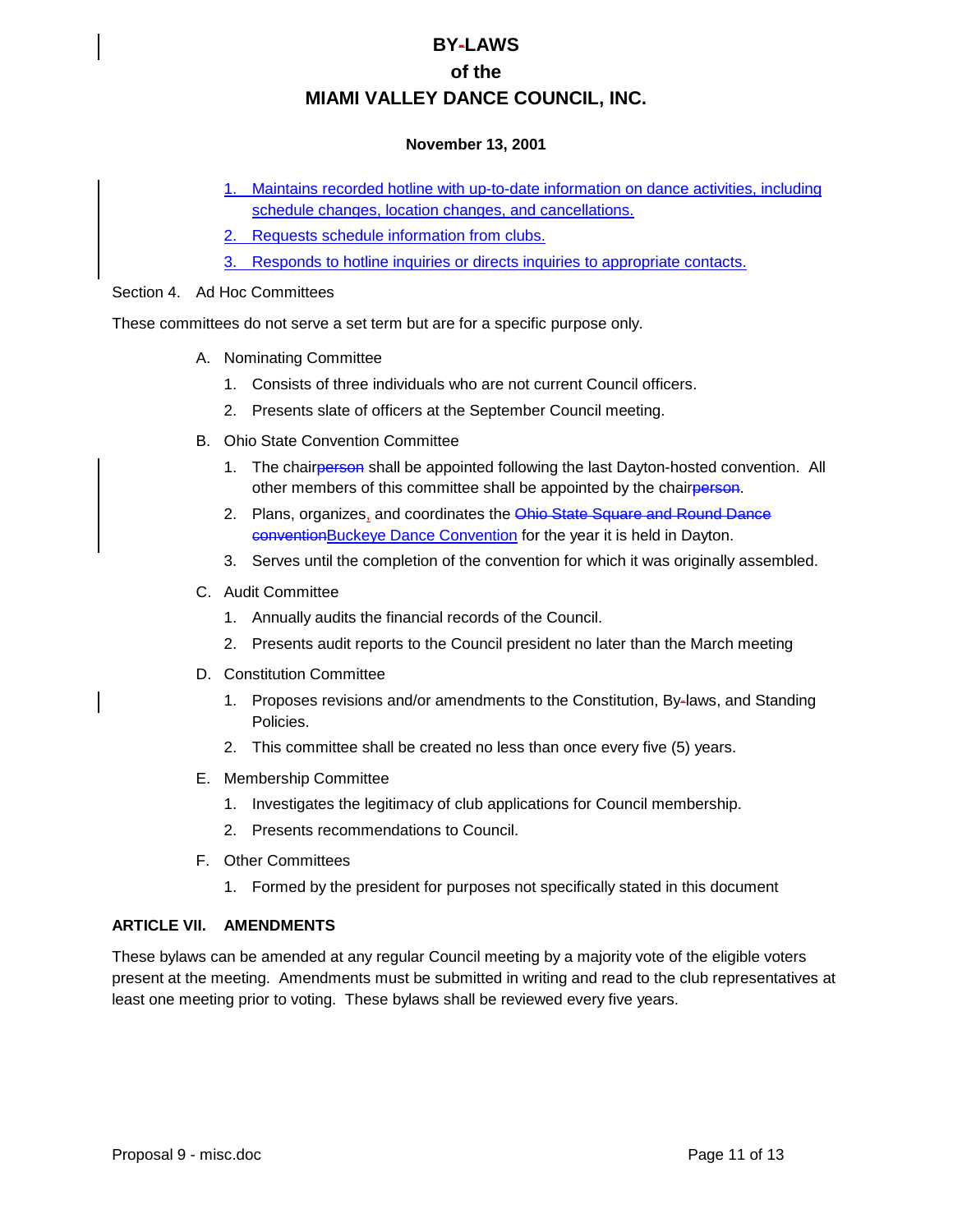1. Maintains recorded hotline with up-to-date information on dance activities, including schedule changes, location changes, and cancellations.
2. Requests schedule information from clubs.
3. Responds to hotline inquiries or directs inquiries to appropriate contacts.

Section 4. Ad Hoc Committees

These committees do not serve a set term but are for a specific purpose only.

A. Nominating Committee
   1. Consists of three individuals who are not current Council officers.
   2. Presents slate of officers at the September Council meeting.
B. Ohio State Convention Committee
   1. The chair~~person~~ shall be appointed following the last Dayton-hosted convention. All other members of this committee shall be appointed by the chair~~person~~.
   2. Plans, organizes, and coordinates the ~~Ohio State Square and Round Dance convention~~Buckeye Dance Convention for the year it is held in Dayton.
   3. Serves until the completion of the convention for which it was originally assembled.
C. Audit Committee
   1. Annually audits the financial records of the Council.
   2. Presents audit reports to the Council president no later than the March meeting
D. Constitution Committee
   1. Proposes revisions and/or amendments to the Constitution, By-laws, and Standing Policies.
   2. This committee shall be created no less than once every five (5) years.
E. Membership Committee
   1. Investigates the legitimacy of club applications for Council membership.
   2. Presents recommendations to Council.
F. Other Committees
   1. Formed by the president for purposes not specifically stated in this document

**ARTICLE VII. AMENDMENTS**

These bylaws can be amended at any regular Council meeting by a majority vote of the eligible voters present at the meeting. Amendments must be submitted in writing and read to the club representatives at least one meeting prior to voting. These bylaws shall be reviewed every five years.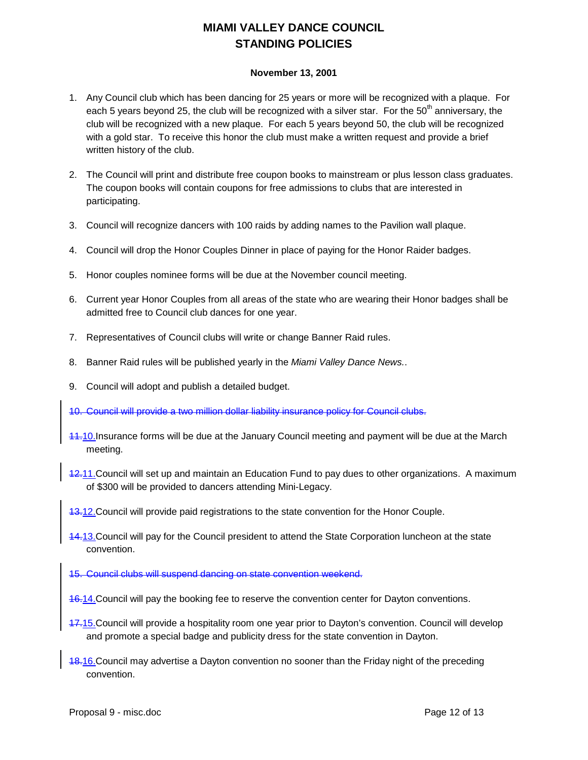# MIAMI VALLEY DANCE COUNCIL
# STANDING POLICIES

**November 13, 2001**

1. Any Council club which has been dancing for 25 years or more will be recognized with a plaque. For each 5 years beyond 25, the club will be recognized with a silver star. For the 50th anniversary, the club will be recognized with a new plaque. For each 5 years beyond 50, the club will be recognized with a gold star. To receive this honor the club must make a written request and provide a brief written history of the club.

2. The Council will print and distribute free coupon books to mainstream or plus lesson class graduates. The coupon books will contain coupons for free admissions to clubs that are interested in participating.

3. Council will recognize dancers with 100 raids by adding names to the Pavilion wall plaque.

4. Council will drop the Honor Couples Dinner in place of paying for the Honor Raider badges.

5. Honor couples nominee forms will be due at the November council meeting.

6. Current year Honor Couples from all areas of the state who are wearing their Honor badges shall be admitted free to Council club dances for one year.

7. Representatives of Council clubs will write or change Banner Raid rules.

8. Banner Raid rules will be published yearly in the *Miami Valley Dance News.*.

9. Council will adopt and publish a detailed budget.

~~10. Council will provide a two million dollar liability insurance policy for Council clubs.~~

~~11.~~10. Insurance forms will be due at the January Council meeting and payment will be due at the March meeting.

~~12.~~11. Council will set up and maintain an Education Fund to pay dues to other organizations. A maximum of $300 will be provided to dancers attending Mini-Legacy.

~~13.~~12. Council will provide paid registrations to the state convention for the Honor Couple.

~~14.~~13. Council will pay for the Council president to attend the State Corporation luncheon at the state convention.

~~15. Council clubs will suspend dancing on state convention weekend.~~

~~16.~~14. Council will pay the booking fee to reserve the convention center for Dayton conventions.

~~17.~~15. Council will provide a hospitality room one year prior to Dayton's convention. Council will develop and promote a special badge and publicity dress for the state convention in Dayton.

~~18.~~16. Council may advertise a Dayton convention no sooner than the Friday night of the preceding convention.

Proposal 9 - misc.doc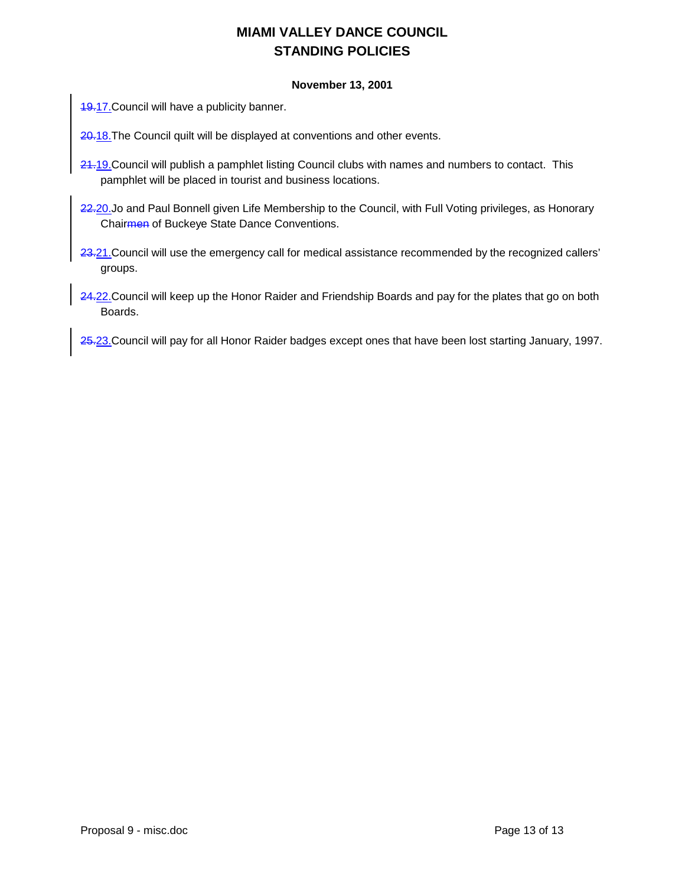~~19.~~17.Council will have a publicity banner.

~~20.~~18.The Council quilt will be displayed at conventions and other events.

~~21.~~19.Council will publish a pamphlet listing Council clubs with names and numbers to contact. This pamphlet will be placed in tourist and business locations.

~~22.~~20.Jo and Paul Bonnell given Life Membership to the Council, with Full Voting privileges, as Honorary Chair~~men~~ of Buckeye State Dance Conventions.

~~23.~~21.Council will use the emergency call for medical assistance recommended by the recognized callers' groups.

~~24.~~22.Council will keep up the Honor Raider and Friendship Boards and pay for the plates that go on both Boards.

~~25.~~23.Council will pay for all Honor Raider badges except ones that have been lost starting January, 1997.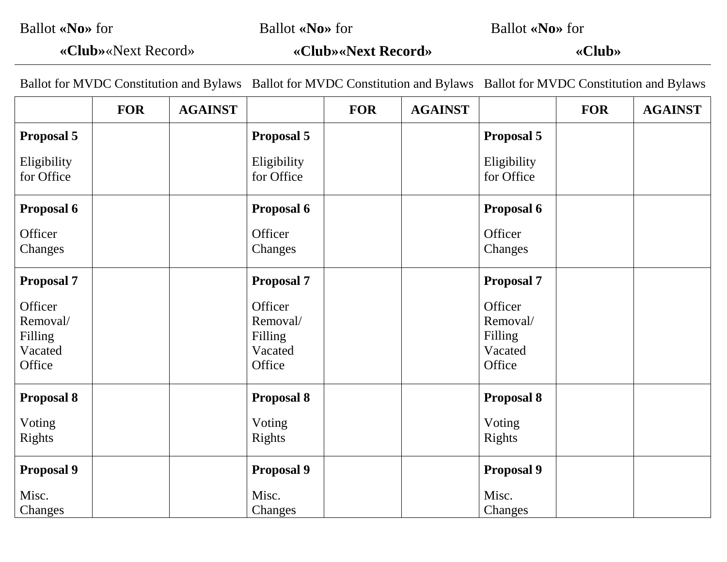Ballot **«No»** for **«Club»**«Next Record»

Ballot **«No»** for **«Club»«Next Record»**

Ballot **«No»** for **«Club»**

Ballot for MVDC Constitution and Bylaws

| | **FOR** | **AGAINST** |
|---|---|---|
| **Proposal 5** Eligibility for Office | | |
| **Proposal 6** Officer Changes | | |
| **Proposal 7** Officer Removal/ Filling Vacated Office | | |
| **Proposal 8** Voting Rights | | |
| **Proposal 9** Misc. Changes | | |

Ballot for MVDC Constitution and Bylaws

| | **FOR** | **AGAINST** |
|---|---|---|
| **Proposal 5** Eligibility for Office | | |
| **Proposal 6** Officer Changes | | |
| **Proposal 7** Officer Removal/ Filling Vacated Office | | |
| **Proposal 8** Voting Rights | | |
| **Proposal 9** Misc. Changes | | |

Ballot for MVDC Constitution and Bylaws

| | **FOR** | **AGAINST** |
|---|---|---|
| **Proposal 5** Eligibility for Office | | |
| **Proposal 6** Officer Changes | | |
| **Proposal 7** Officer Removal/ Filling Vacated Office | | |
| **Proposal 8** Voting Rights | | |
| **Proposal 9** Misc. Changes | | |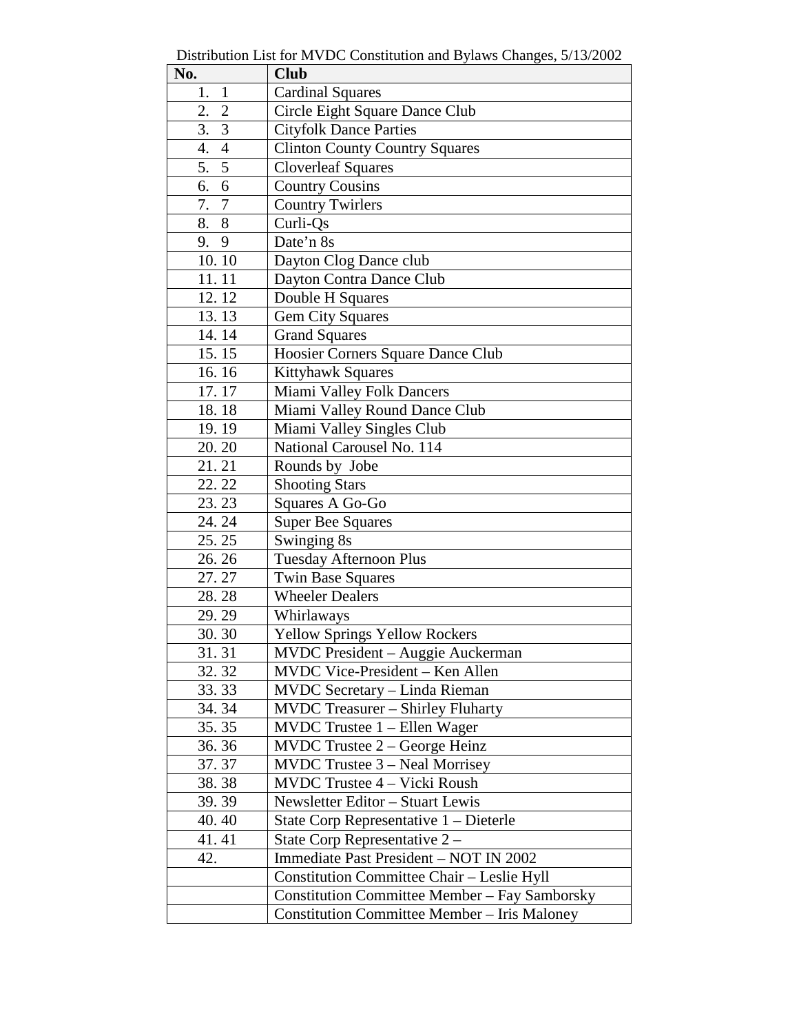Distribution List for MVDC Constitution and Bylaws Changes, 5/13/2002

| No. | Club |
|---|---|
| 1. 1 | Cardinal Squares |
| 2. 2 | Circle Eight Square Dance Club |
| 3. 3 | Cityfolk Dance Parties |
| 4. 4 | Clinton County Country Squares |
| 5. 5 | Cloverleaf Squares |
| 6. 6 | Country Cousins |
| 7. 7 | Country Twirlers |
| 8. 8 | Curli-Qs |
| 9. 9 | Date'n 8s |
| 10. 10 | Dayton Clog Dance club |
| 11. 11 | Dayton Contra Dance Club |
| 12. 12 | Double H Squares |
| 13. 13 | Gem City Squares |
| 14. 14 | Grand Squares |
| 15. 15 | Hoosier Corners Square Dance Club |
| 16. 16 | Kittyhawk Squares |
| 17. 17 | Miami Valley Folk Dancers |
| 18. 18 | Miami Valley Round Dance Club |
| 19. 19 | Miami Valley Singles Club |
| 20. 20 | National Carousel No. 114 |
| 21. 21 | Rounds by Jobe |
| 22. 22 | Shooting Stars |
| 23. 23 | Squares A Go-Go |
| 24. 24 | Super Bee Squares |
| 25. 25 | Swinging 8s |
| 26. 26 | Tuesday Afternoon Plus |
| 27. 27 | Twin Base Squares |
| 28. 28 | Wheeler Dealers |
| 29. 29 | Whirlaways |
| 30. 30 | Yellow Springs Yellow Rockers |
| 31. 31 | MVDC President – Auggie Auckerman |
| 32. 32 | MVDC Vice-President – Ken Allen |
| 33. 33 | MVDC Secretary – Linda Rieman |
| 34. 34 | MVDC Treasurer – Shirley Fluharty |
| 35. 35 | MVDC Trustee 1 – Ellen Wager |
| 36. 36 | MVDC Trustee 2 – George Heinz |
| 37. 37 | MVDC Trustee 3 – Neal Morrisey |
| 38. 38 | MVDC Trustee 4 – Vicki Roush |
| 39. 39 | Newsletter Editor – Stuart Lewis |
| 40. 40 | State Corp Representative 1 – Dieterle |
| 41. 41 | State Corp Representative 2 – |
| 42. | Immediate Past President – NOT IN 2002 |
| | Constitution Committee Chair – Leslie Hyll |
| | Constitution Committee Member – Fay Samborsky |
| | Constitution Committee Member – Iris Maloney |